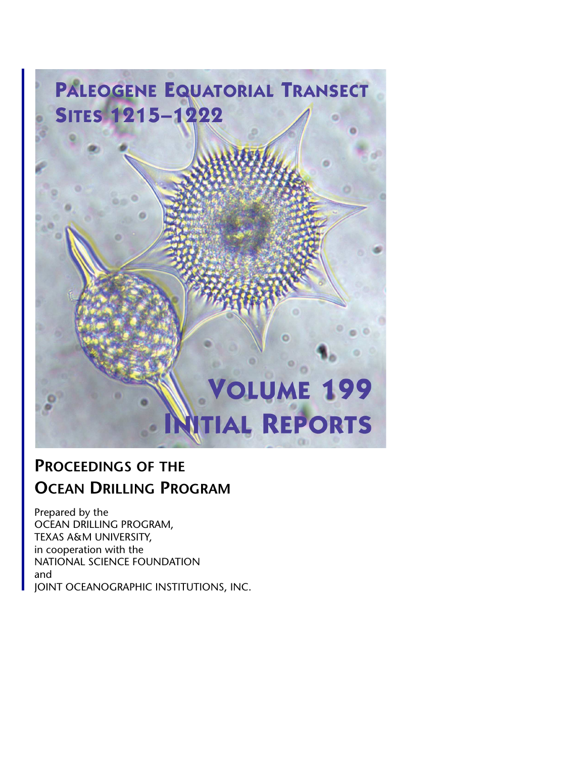# Paleogene Equatorial Transect

## Sites 1215–1222

# Volume 199

# Initial Reports

## Proceedings of the Ocean Drilling Program

Prepared by the
OCEAN DRILLING PROGRAM,
TEXAS A&M UNIVERSITY,
in cooperation with the
NATIONAL SCIENCE FOUNDATION
and
JOINT OCEANOGRAPHIC INSTITUTIONS, INC.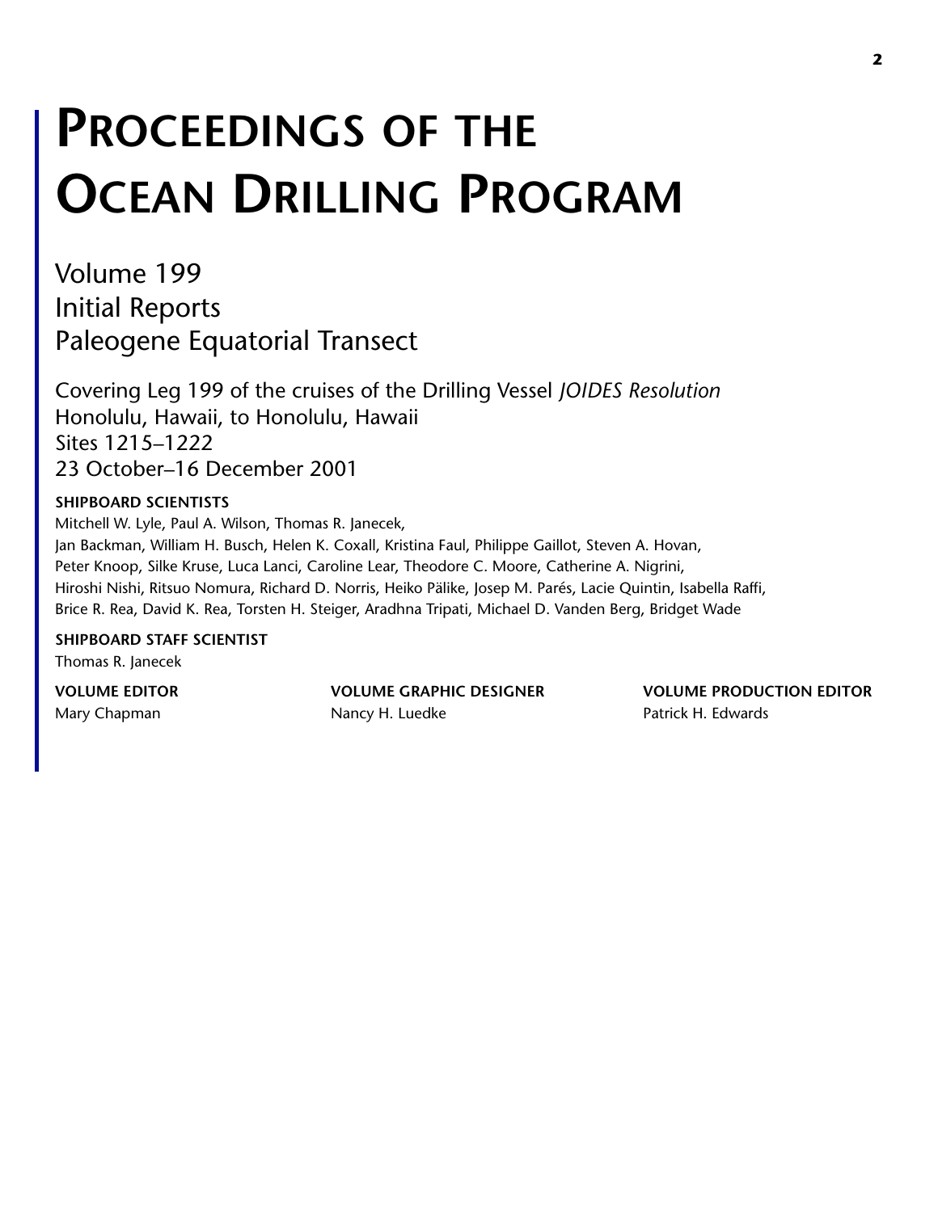# Proceedings of the Ocean Drilling Program

## Volume 199
## Initial Reports
## Paleogene Equatorial Transect

Covering Leg 199 of the cruises of the Drilling Vessel *JOIDES Resolution*
Honolulu, Hawaii, to Honolulu, Hawaii
Sites 1215–1222
23 October–16 December 2001

**SHIPBOARD SCIENTISTS**

Mitchell W. Lyle, Paul A. Wilson, Thomas R. Janecek,
Jan Backman, William H. Busch, Helen K. Coxall, Kristina Faul, Philippe Gaillot, Steven A. Hovan, Peter Knoop, Silke Kruse, Luca Lanci, Caroline Lear, Theodore C. Moore, Catherine A. Nigrini, Hiroshi Nishi, Ritsuo Nomura, Richard D. Norris, Heiko Pälike, Josep M. Parés, Lacie Quintin, Isabella Raffi, Brice R. Rea, David K. Rea, Torsten H. Steiger, Aradhna Tripati, Michael D. Vanden Berg, Bridget Wade

**SHIPBOARD STAFF SCIENTIST**

Thomas R. Janecek

**VOLUME EDITOR**

Mary Chapman

**VOLUME GRAPHIC DESIGNER**

Nancy H. Luedke

**VOLUME PRODUCTION EDITOR**

Patrick H. Edwards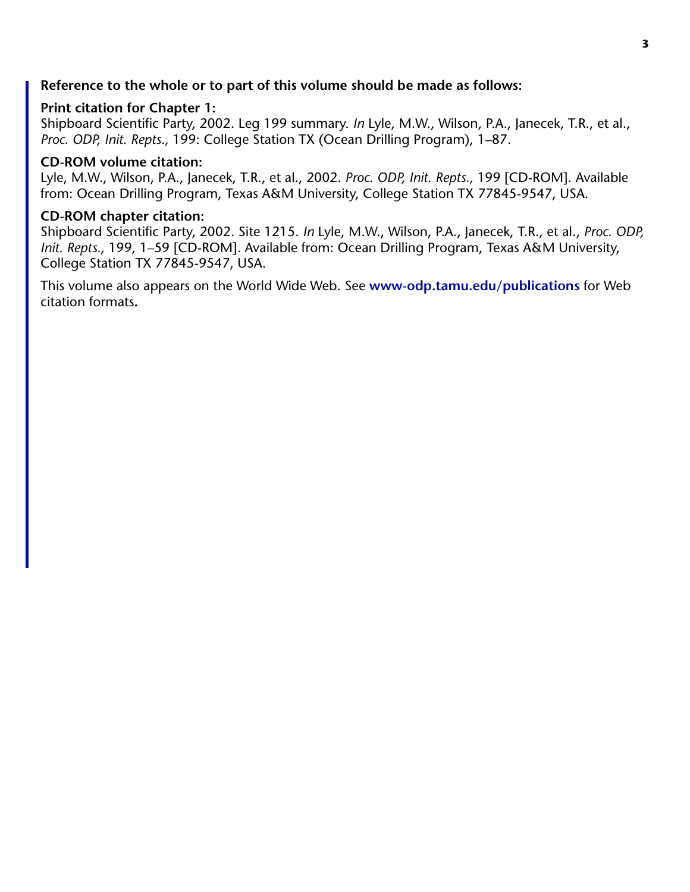**Reference to the whole or to part of this volume should be made as follows:**

**Print citation for Chapter 1:**
Shipboard Scientific Party, 2002. Leg 199 summary. *In* Lyle, M.W., Wilson, P.A., Janecek, T.R., et al., *Proc. ODP, Init. Repts.,* 199: College Station TX (Ocean Drilling Program), 1–87.

**CD-ROM volume citation:**
Lyle, M.W., Wilson, P.A., Janecek, T.R., et al., 2002. *Proc. ODP, Init. Repts.,* 199 [CD-ROM]. Available from: Ocean Drilling Program, Texas A&M University, College Station TX 77845-9547, USA.

**CD-ROM chapter citation:**
Shipboard Scientific Party, 2002. Site 1215. *In* Lyle, M.W., Wilson, P.A., Janecek, T.R., et al., *Proc. ODP, Init. Repts.,* 199, 1–59 [CD-ROM]. Available from: Ocean Drilling Program, Texas A&M University, College Station TX 77845-9547, USA.

This volume also appears on the World Wide Web. See **www-odp.tamu.edu/publications** for Web citation formats**.**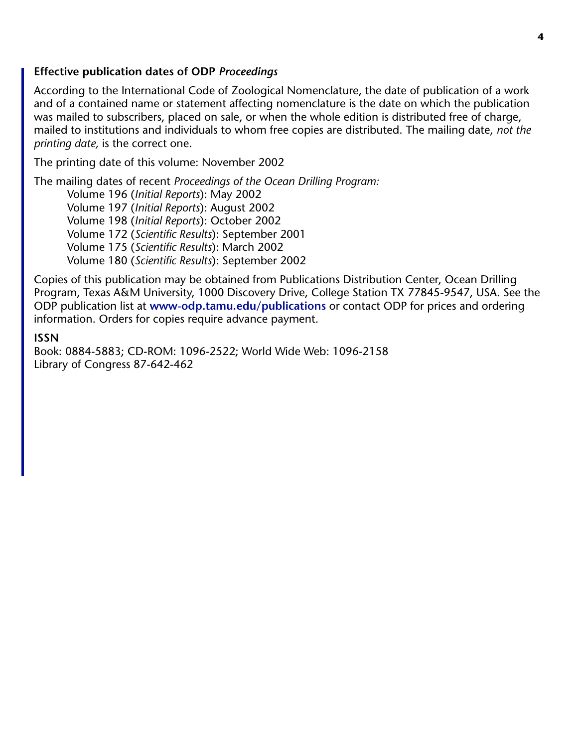### Effective publication dates of ODP *Proceedings*

According to the International Code of Zoological Nomenclature, the date of publication of a work and of a contained name or statement affecting nomenclature is the date on which the publication was mailed to subscribers, placed on sale, or when the whole edition is distributed free of charge, mailed to institutions and individuals to whom free copies are distributed. The mailing date, *not the printing date,* is the correct one.

The printing date of this volume: November 2002

The mailing dates of recent *Proceedings of the Ocean Drilling Program:*

- Volume 196 (*Initial Reports*): May 2002
- Volume 197 (*Initial Reports*): August 2002
- Volume 198 (*Initial Reports*): October 2002
- Volume 172 (*Scientific Results*): September 2001
- Volume 175 (*Scientific Results*): March 2002
- Volume 180 (*Scientific Results*): September 2002

Copies of this publication may be obtained from Publications Distribution Center, Ocean Drilling Program, Texas A&M University, 1000 Discovery Drive, College Station TX 77845-9547, USA. See the ODP publication list at **www-odp.tamu.edu/publications** or contact ODP for prices and ordering information. Orders for copies require advance payment.

**ISSN**

Book: 0884-5883; CD-ROM: 1096-2522; World Wide Web: 1096-2158
Library of Congress 87-642-462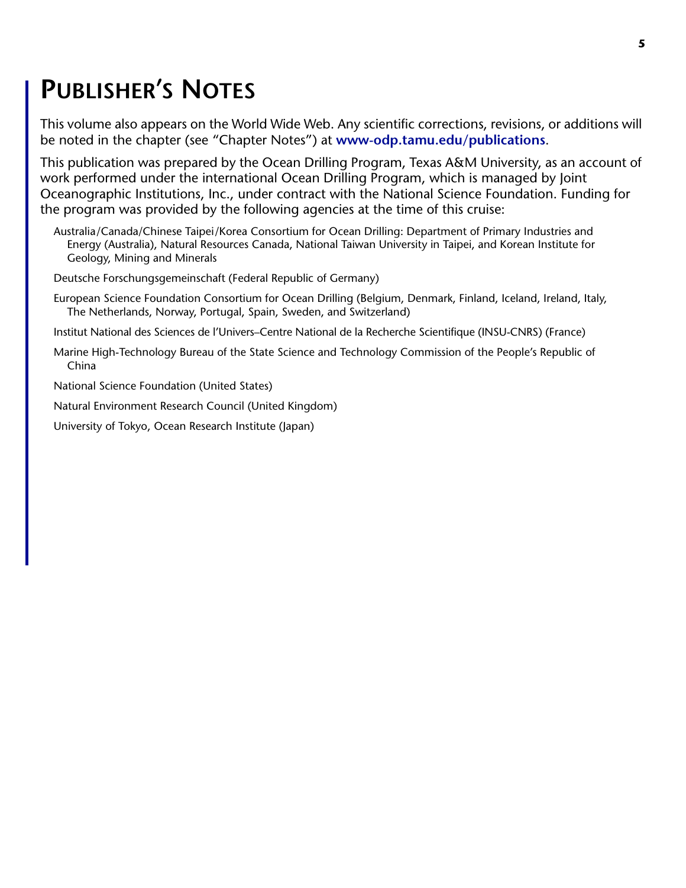# Publisher's Notes

This volume also appears on the World Wide Web. Any scientific corrections, revisions, or additions will be noted in the chapter (see "Chapter Notes") at **www-odp.tamu.edu/publications**.

This publication was prepared by the Ocean Drilling Program, Texas A&M University, as an account of work performed under the international Ocean Drilling Program, which is managed by Joint Oceanographic Institutions, Inc., under contract with the National Science Foundation. Funding for the program was provided by the following agencies at the time of this cruise:

Australia/Canada/Chinese Taipei/Korea Consortium for Ocean Drilling: Department of Primary Industries and Energy (Australia), Natural Resources Canada, National Taiwan University in Taipei, and Korean Institute for Geology, Mining and Minerals

Deutsche Forschungsgemeinschaft (Federal Republic of Germany)

European Science Foundation Consortium for Ocean Drilling (Belgium, Denmark, Finland, Iceland, Ireland, Italy, The Netherlands, Norway, Portugal, Spain, Sweden, and Switzerland)

Institut National des Sciences de l'Univers–Centre National de la Recherche Scientifique (INSU-CNRS) (France)

Marine High-Technology Bureau of the State Science and Technology Commission of the People's Republic of China

National Science Foundation (United States)

Natural Environment Research Council (United Kingdom)

University of Tokyo, Ocean Research Institute (Japan)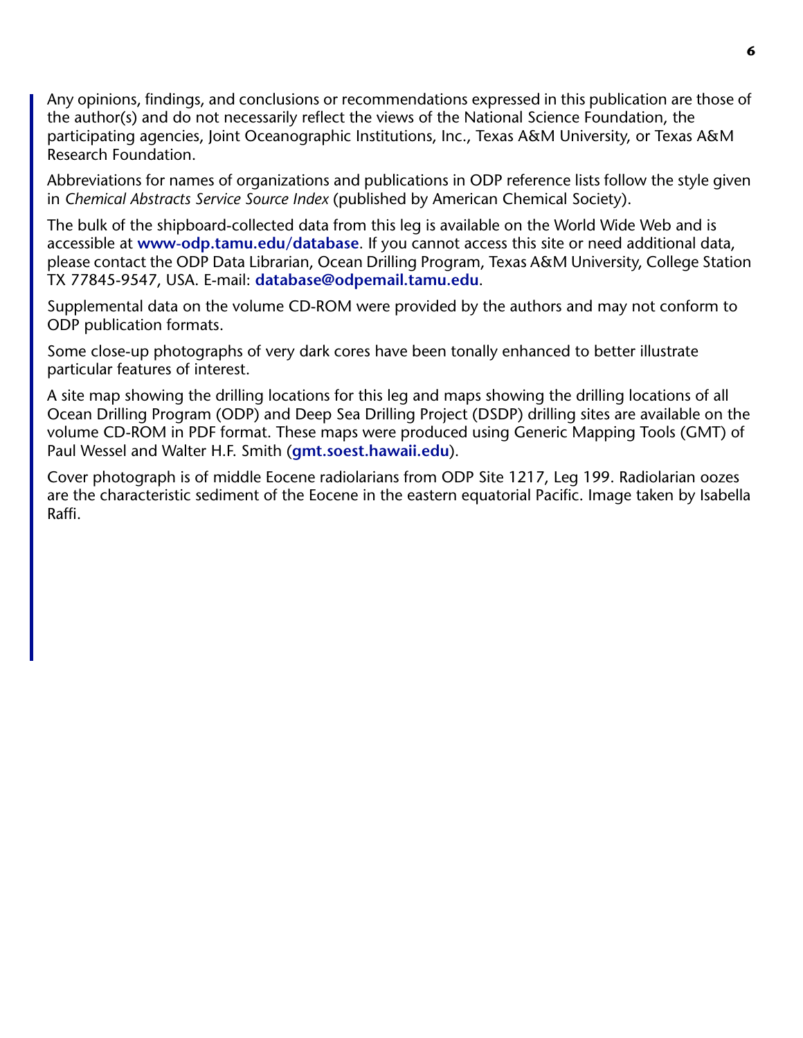Any opinions, findings, and conclusions or recommendations expressed in this publication are those of the author(s) and do not necessarily reflect the views of the National Science Foundation, the participating agencies, Joint Oceanographic Institutions, Inc., Texas A&M University, or Texas A&M Research Foundation.

Abbreviations for names of organizations and publications in ODP reference lists follow the style given in *Chemical Abstracts Service Source Index* (published by American Chemical Society).

The bulk of the shipboard-collected data from this leg is available on the World Wide Web and is accessible at **www-odp.tamu.edu/database**. If you cannot access this site or need additional data, please contact the ODP Data Librarian, Ocean Drilling Program, Texas A&M University, College Station TX 77845-9547, USA. E-mail: **database@odpemail.tamu.edu**.

Supplemental data on the volume CD-ROM were provided by the authors and may not conform to ODP publication formats.

Some close-up photographs of very dark cores have been tonally enhanced to better illustrate particular features of interest.

A site map showing the drilling locations for this leg and maps showing the drilling locations of all Ocean Drilling Program (ODP) and Deep Sea Drilling Project (DSDP) drilling sites are available on the volume CD-ROM in PDF format. These maps were produced using Generic Mapping Tools (GMT) of Paul Wessel and Walter H.F. Smith (**gmt.soest.hawaii.edu**).

Cover photograph is of middle Eocene radiolarians from ODP Site 1217, Leg 199. Radiolarian oozes are the characteristic sediment of the Eocene in the eastern equatorial Pacific. Image taken by Isabella Raffi.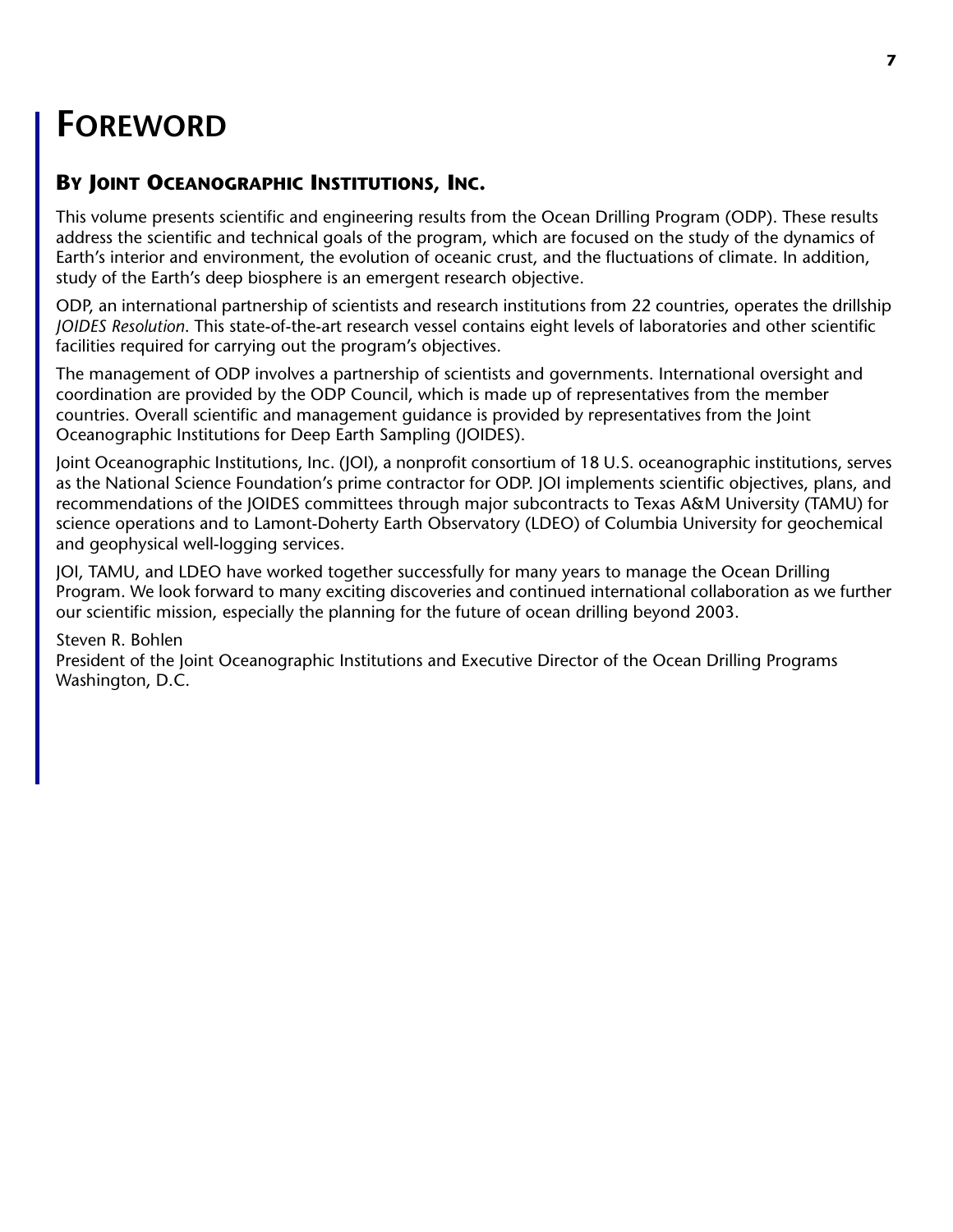# Foreword

## By Joint Oceanographic Institutions, Inc.

This volume presents scientific and engineering results from the Ocean Drilling Program (ODP). These results address the scientific and technical goals of the program, which are focused on the study of the dynamics of Earth's interior and environment, the evolution of oceanic crust, and the fluctuations of climate. In addition, study of the Earth's deep biosphere is an emergent research objective.

ODP, an international partnership of scientists and research institutions from 22 countries, operates the drillship *JOIDES Resolution*. This state-of-the-art research vessel contains eight levels of laboratories and other scientific facilities required for carrying out the program's objectives.

The management of ODP involves a partnership of scientists and governments. International oversight and coordination are provided by the ODP Council, which is made up of representatives from the member countries. Overall scientific and management guidance is provided by representatives from the Joint Oceanographic Institutions for Deep Earth Sampling (JOIDES).

Joint Oceanographic Institutions, Inc. (JOI), a nonprofit consortium of 18 U.S. oceanographic institutions, serves as the National Science Foundation's prime contractor for ODP. JOI implements scientific objectives, plans, and recommendations of the JOIDES committees through major subcontracts to Texas A&M University (TAMU) for science operations and to Lamont-Doherty Earth Observatory (LDEO) of Columbia University for geochemical and geophysical well-logging services.

JOI, TAMU, and LDEO have worked together successfully for many years to manage the Ocean Drilling Program. We look forward to many exciting discoveries and continued international collaboration as we further our scientific mission, especially the planning for the future of ocean drilling beyond 2003.

Steven R. Bohlen
President of the Joint Oceanographic Institutions and Executive Director of the Ocean Drilling Programs
Washington, D.C.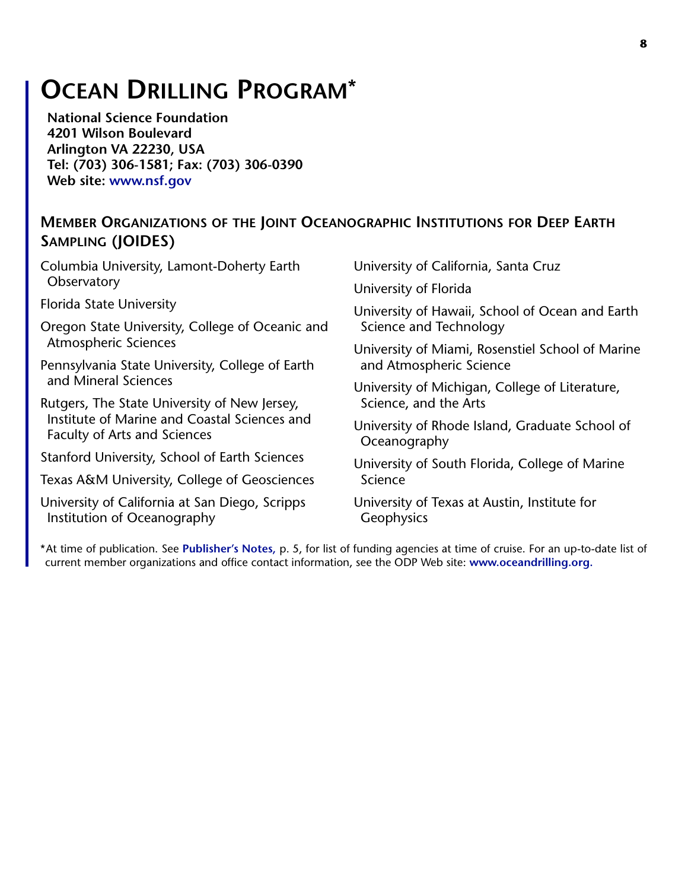# Ocean Drilling Program*

**National Science Foundation**
**4201 Wilson Boulevard**
**Arlington VA 22230, USA**
**Tel: (703) 306-1581; Fax: (703) 306-0390**
**Web site: www.nsf.gov**

## Member Organizations of the Joint Oceanographic Institutions for Deep Earth Sampling (JOIDES)

Columbia University, Lamont-Doherty Earth Observatory

Florida State University

Oregon State University, College of Oceanic and Atmospheric Sciences

Pennsylvania State University, College of Earth and Mineral Sciences

Rutgers, The State University of New Jersey, Institute of Marine and Coastal Sciences and Faculty of Arts and Sciences

Stanford University, School of Earth Sciences

Texas A&M University, College of Geosciences

University of California at San Diego, Scripps Institution of Oceanography

University of California, Santa Cruz

University of Florida

University of Hawaii, School of Ocean and Earth Science and Technology

University of Miami, Rosenstiel School of Marine and Atmospheric Science

University of Michigan, College of Literature, Science, and the Arts

University of Rhode Island, Graduate School of Oceanography

University of South Florida, College of Marine Science

University of Texas at Austin, Institute for Geophysics

*At time of publication. See **Publisher's Notes**, p. 5, for list of funding agencies at time of cruise. For an up-to-date list of current member organizations and office contact information, see the ODP Web site: **www.oceandrilling.org.**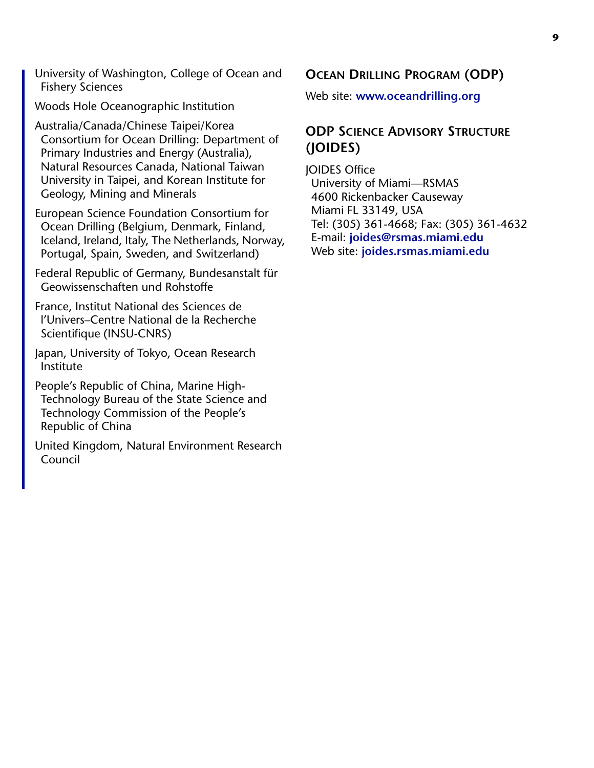University of Washington, College of Ocean and Fishery Sciences

Woods Hole Oceanographic Institution

Australia/Canada/Chinese Taipei/Korea Consortium for Ocean Drilling: Department of Primary Industries and Energy (Australia), Natural Resources Canada, National Taiwan University in Taipei, and Korean Institute for Geology, Mining and Minerals

European Science Foundation Consortium for Ocean Drilling (Belgium, Denmark, Finland, Iceland, Ireland, Italy, The Netherlands, Norway, Portugal, Spain, Sweden, and Switzerland)

Federal Republic of Germany, Bundesanstalt für Geowissenschaften und Rohstoffe

France, Institut National des Sciences de l'Univers–Centre National de la Recherche Scientifique (INSU-CNRS)

Japan, University of Tokyo, Ocean Research Institute

People's Republic of China, Marine High-Technology Bureau of the State Science and Technology Commission of the People's Republic of China

United Kingdom, Natural Environment Research Council

## Ocean Drilling Program (ODP)

Web site: **www.oceandrilling.org**

## ODP Science Advisory Structure (JOIDES)

JOIDES Office  
University of Miami—RSMAS  
4600 Rickenbacker Causeway  
Miami FL 33149, USA  
Tel: (305) 361-4668; Fax: (305) 361-4632  
E-mail: **joides@rsmas.miami.edu**  
Web site: **joides.rsmas.miami.edu**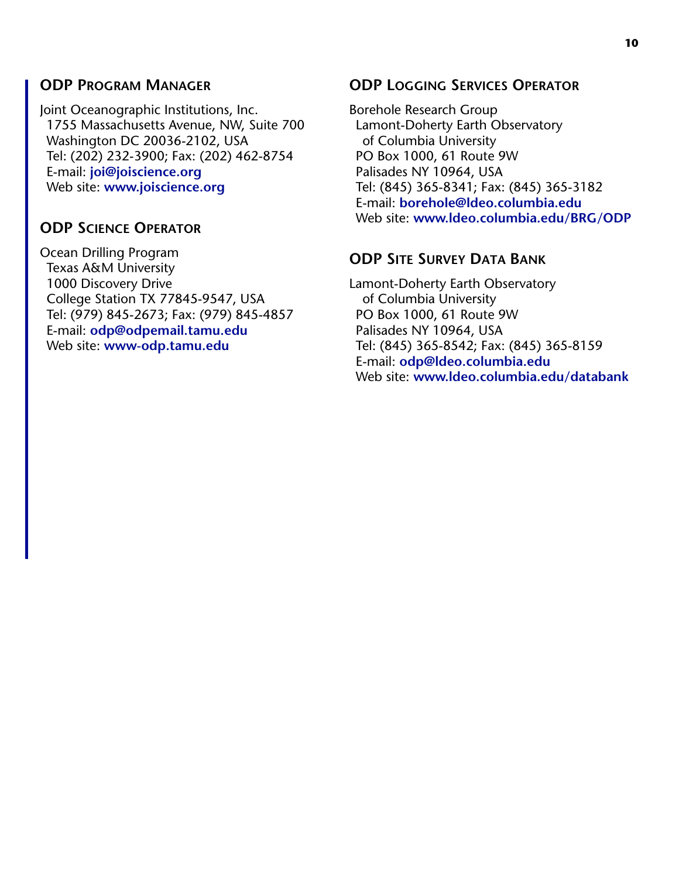## ODP Program Manager

Joint Oceanographic Institutions, Inc.
1755 Massachusetts Avenue, NW, Suite 700
Washington DC 20036-2102, USA
Tel: (202) 232-3900; Fax: (202) 462-8754
E-mail: **joi@joiscience.org**
Web site: **www.joiscience.org**

## ODP Science Operator

Ocean Drilling Program
Texas A&M University
1000 Discovery Drive
College Station TX 77845-9547, USA
Tel: (979) 845-2673; Fax: (979) 845-4857
E-mail: **odp@odpemail.tamu.edu**
Web site: **www-odp.tamu.edu**

## ODP Logging Services Operator

Borehole Research Group
Lamont-Doherty Earth Observatory
of Columbia University
PO Box 1000, 61 Route 9W
Palisades NY 10964, USA
Tel: (845) 365-8341; Fax: (845) 365-3182
E-mail: **borehole@ldeo.columbia.edu**
Web site: **www.ldeo.columbia.edu/BRG/ODP**

## ODP Site Survey Data Bank

Lamont-Doherty Earth Observatory
of Columbia University
PO Box 1000, 61 Route 9W
Palisades NY 10964, USA
Tel: (845) 365-8542; Fax: (845) 365-8159
E-mail: **odp@ldeo.columbia.edu**
Web site: **www.ldeo.columbia.edu/databank**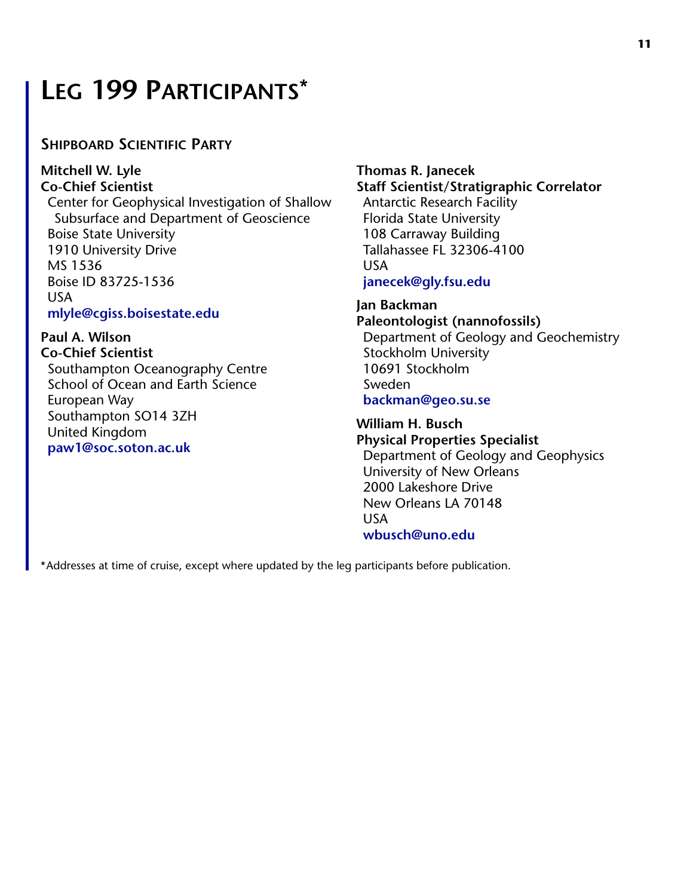# Leg 199 Participants*

## Shipboard Scientific Party

**Mitchell W. Lyle**
**Co-Chief Scientist**
Center for Geophysical Investigation of Shallow Subsurface and Department of Geoscience
Boise State University
1910 University Drive
MS 1536
Boise ID 83725-1536
USA
**mlyle@cgiss.boisestate.edu**

**Paul A. Wilson**
**Co-Chief Scientist**
Southampton Oceanography Centre
School of Ocean and Earth Science
European Way
Southampton SO14 3ZH
United Kingdom
**paw1@soc.soton.ac.uk**

**Thomas R. Janecek**
**Staff Scientist/Stratigraphic Correlator**
Antarctic Research Facility
Florida State University
108 Carraway Building
Tallahassee FL 32306-4100
USA
**janecek@gly.fsu.edu**

**Jan Backman**
**Paleontologist (nannofossils)**
Department of Geology and Geochemistry
Stockholm University
10691 Stockholm
Sweden
**backman@geo.su.se**

**William H. Busch**
**Physical Properties Specialist**
Department of Geology and Geophysics
University of New Orleans
2000 Lakeshore Drive
New Orleans LA 70148
USA
**wbusch@uno.edu**

*Addresses at time of cruise, except where updated by the leg participants before publication.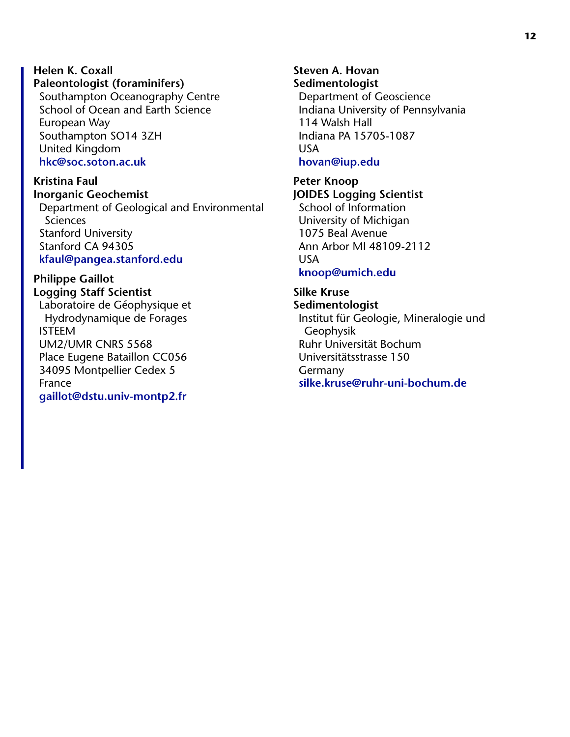**Helen K. Coxall**
**Paleontologist (foraminifers)**
Southampton Oceanography Centre
School of Ocean and Earth Science
European Way
Southampton SO14 3ZH
United Kingdom
**hkc@soc.soton.ac.uk**

**Kristina Faul**
**Inorganic Geochemist**
Department of Geological and Environmental Sciences
Stanford University
Stanford CA 94305
**kfaul@pangea.stanford.edu**

**Philippe Gaillot**
**Logging Staff Scientist**
Laboratoire de Géophysique et Hydrodynamique de Forages
ISTEEM
UM2/UMR CNRS 5568
Place Eugene Bataillon CC056
34095 Montpellier Cedex 5
France
**gaillot@dstu.univ-montp2.fr**

**Steven A. Hovan**
**Sedimentologist**
Department of Geoscience
Indiana University of Pennsylvania
114 Walsh Hall
Indiana PA 15705-1087
USA
**hovan@iup.edu**

**Peter Knoop**
**JOIDES Logging Scientist**
School of Information
University of Michigan
1075 Beal Avenue
Ann Arbor MI 48109-2112
USA
**knoop@umich.edu**

**Silke Kruse**
**Sedimentologist**
Institut für Geologie, Mineralogie und Geophysik
Ruhr Universität Bochum
Universitätsstrasse 150
Germany
**silke.kruse@ruhr-uni-bochum.de**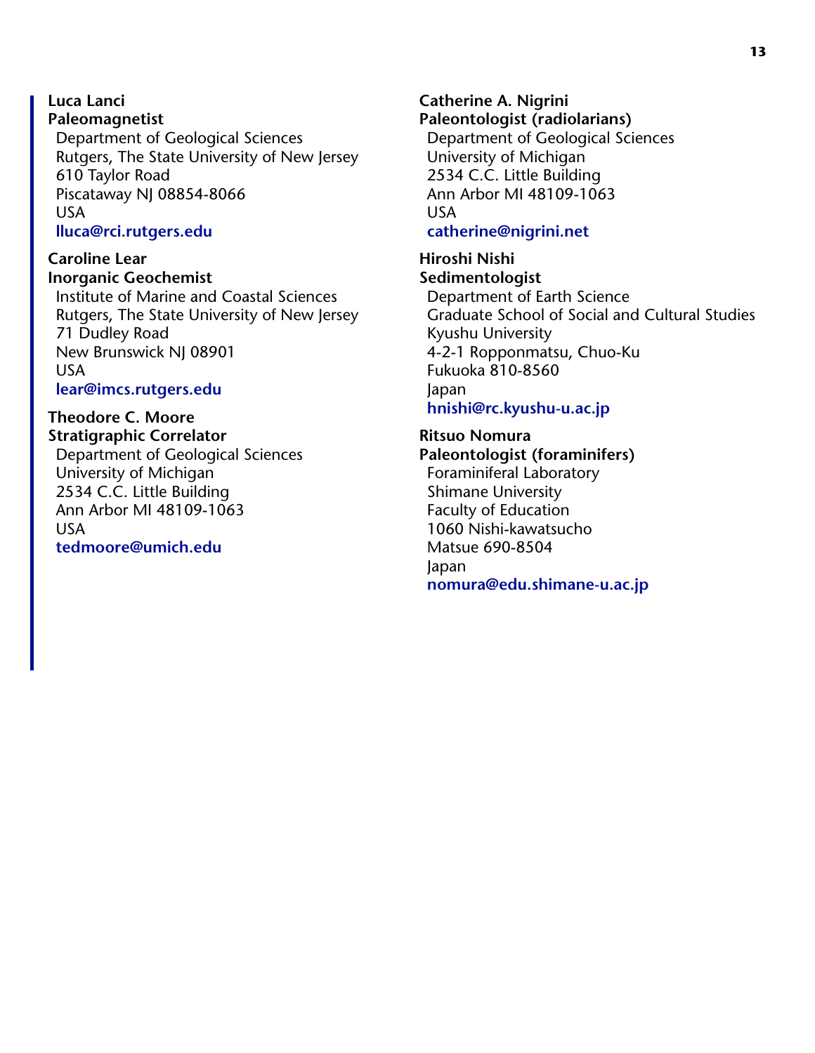**Luca Lanci**
**Paleomagnetist**
Department of Geological Sciences
Rutgers, The State University of New Jersey
610 Taylor Road
Piscataway NJ 08854-8066
USA
lluca@rci.rutgers.edu

**Caroline Lear**
**Inorganic Geochemist**
Institute of Marine and Coastal Sciences
Rutgers, The State University of New Jersey
71 Dudley Road
New Brunswick NJ 08901
USA
lear@imcs.rutgers.edu

**Theodore C. Moore**
**Stratigraphic Correlator**
Department of Geological Sciences
University of Michigan
2534 C.C. Little Building
Ann Arbor MI 48109-1063
USA
tedmoore@umich.edu

**Catherine A. Nigrini**
**Paleontologist (radiolarians)**
Department of Geological Sciences
University of Michigan
2534 C.C. Little Building
Ann Arbor MI 48109-1063
USA
catherine@nigrini.net

**Hiroshi Nishi**
**Sedimentologist**
Department of Earth Science
Graduate School of Social and Cultural Studies
Kyushu University
4-2-1 Ropponmatsu, Chuo-Ku
Fukuoka 810-8560
Japan
hnishi@rc.kyushu-u.ac.jp

**Ritsuo Nomura**
**Paleontologist (foraminifers)**
Foraminiferal Laboratory
Shimane University
Faculty of Education
1060 Nishi-kawatsucho
Matsue 690-8504
Japan
nomura@edu.shimane-u.ac.jp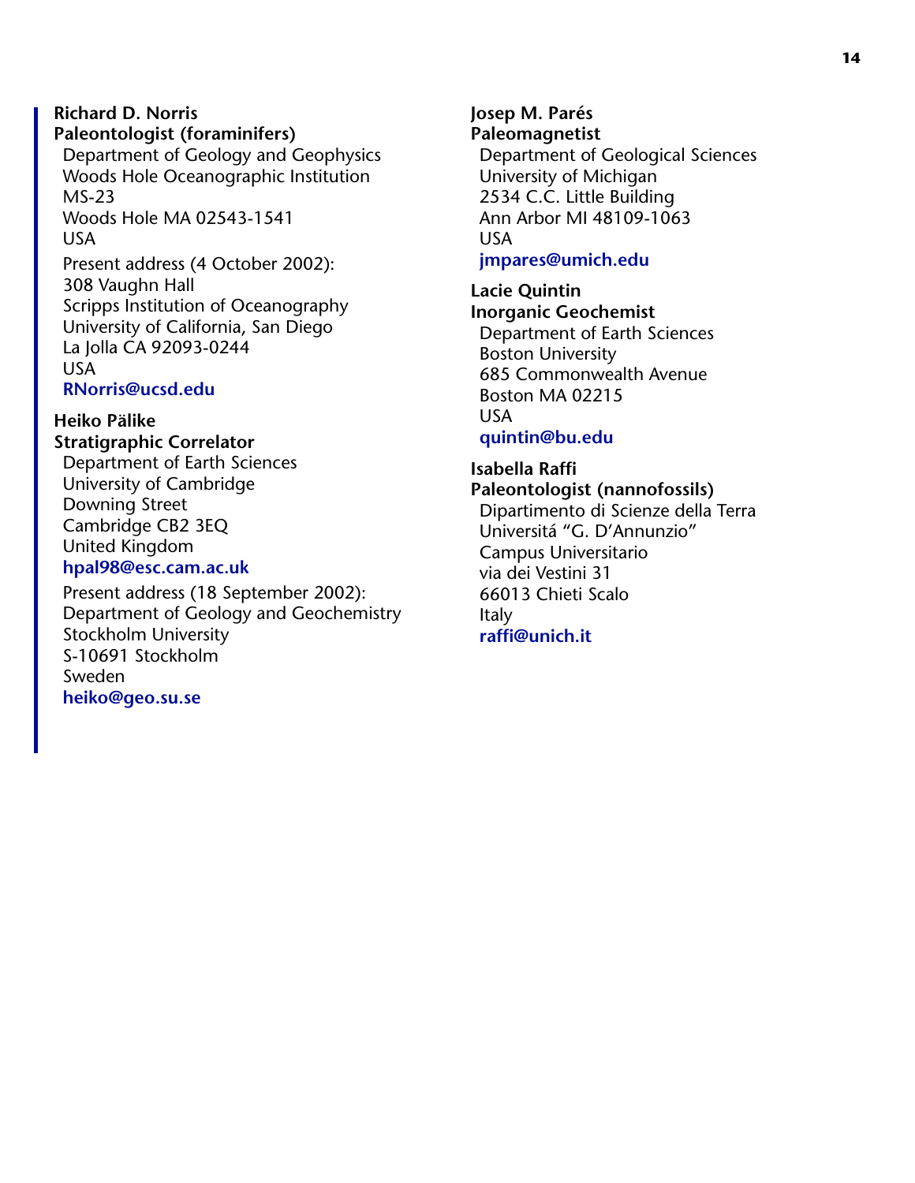**Richard D. Norris**
**Paleontologist (foraminifers)**
Department of Geology and Geophysics
Woods Hole Oceanographic Institution
MS-23
Woods Hole MA 02543-1541
USA

Present address (4 October 2002):
308 Vaughn Hall
Scripps Institution of Oceanography
University of California, San Diego
La Jolla CA 92093-0244
USA
**RNorris@ucsd.edu**

**Heiko Pälike**
**Stratigraphic Correlator**
Department of Earth Sciences
University of Cambridge
Downing Street
Cambridge CB2 3EQ
United Kingdom
**hpal98@esc.cam.ac.uk**

Present address (18 September 2002):
Department of Geology and Geochemistry
Stockholm University
S-10691 Stockholm
Sweden
**heiko@geo.su.se**

**Josep M. Parés**
**Paleomagnetist**
Department of Geological Sciences
University of Michigan
2534 C.C. Little Building
Ann Arbor MI 48109-1063
USA
**jmpares@umich.edu**

**Lacie Quintin**
**Inorganic Geochemist**
Department of Earth Sciences
Boston University
685 Commonwealth Avenue
Boston MA 02215
USA
**quintin@bu.edu**

**Isabella Raffi**
**Paleontologist (nannofossils)**
Dipartimento di Scienze della Terra
Universitá "G. D'Annunzio"
Campus Universitario
via dei Vestini 31
66013 Chieti Scalo
Italy
**raffi@unich.it**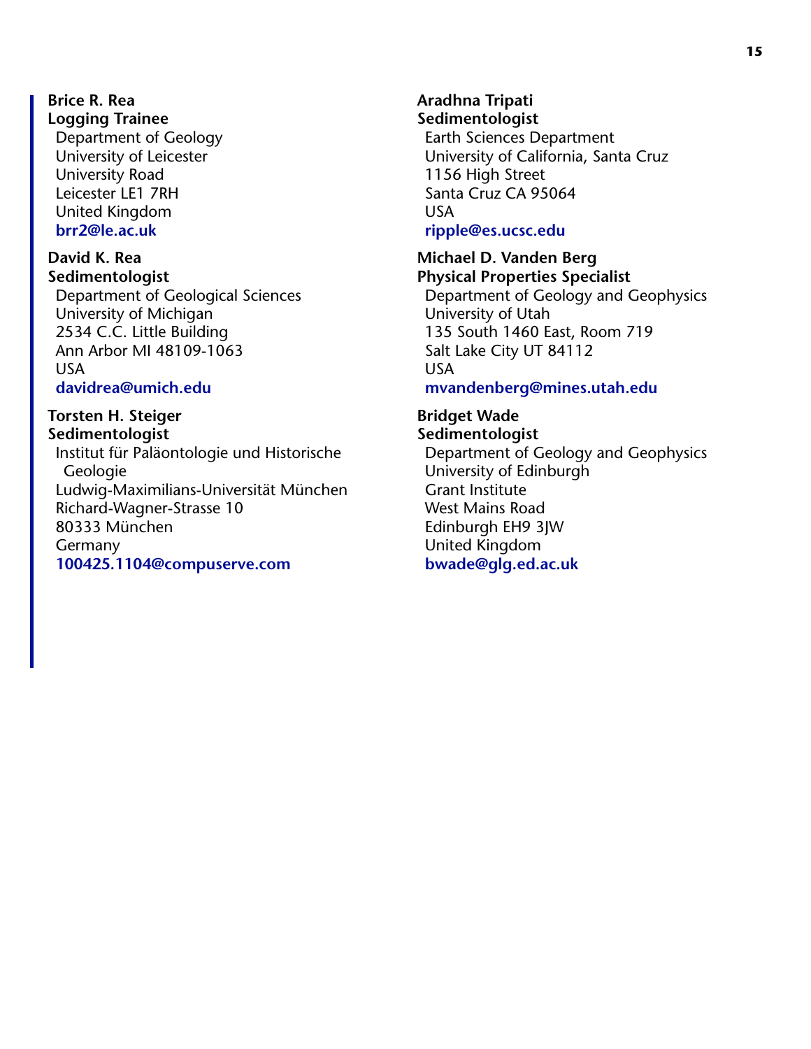**Brice R. Rea**
**Logging Trainee**
Department of Geology
University of Leicester
University Road
Leicester LE1 7RH
United Kingdom
**brr2@le.ac.uk**

**David K. Rea**
**Sedimentologist**
Department of Geological Sciences
University of Michigan
2534 C.C. Little Building
Ann Arbor MI 48109-1063
USA
**davidrea@umich.edu**

**Torsten H. Steiger**
**Sedimentologist**
Institut für Paläontologie und Historische Geologie
Ludwig-Maximilians-Universität München
Richard-Wagner-Strasse 10
80333 München
Germany
**100425.1104@compuserve.com**

**Aradhna Tripati**
**Sedimentologist**
Earth Sciences Department
University of California, Santa Cruz
1156 High Street
Santa Cruz CA 95064
USA
**ripple@es.ucsc.edu**

**Michael D. Vanden Berg**
**Physical Properties Specialist**
Department of Geology and Geophysics
University of Utah
135 South 1460 East, Room 719
Salt Lake City UT 84112
USA
**mvandenberg@mines.utah.edu**

**Bridget Wade**
**Sedimentologist**
Department of Geology and Geophysics
University of Edinburgh
Grant Institute
West Mains Road
Edinburgh EH9 3JW
United Kingdom
**bwade@glg.ed.ac.uk**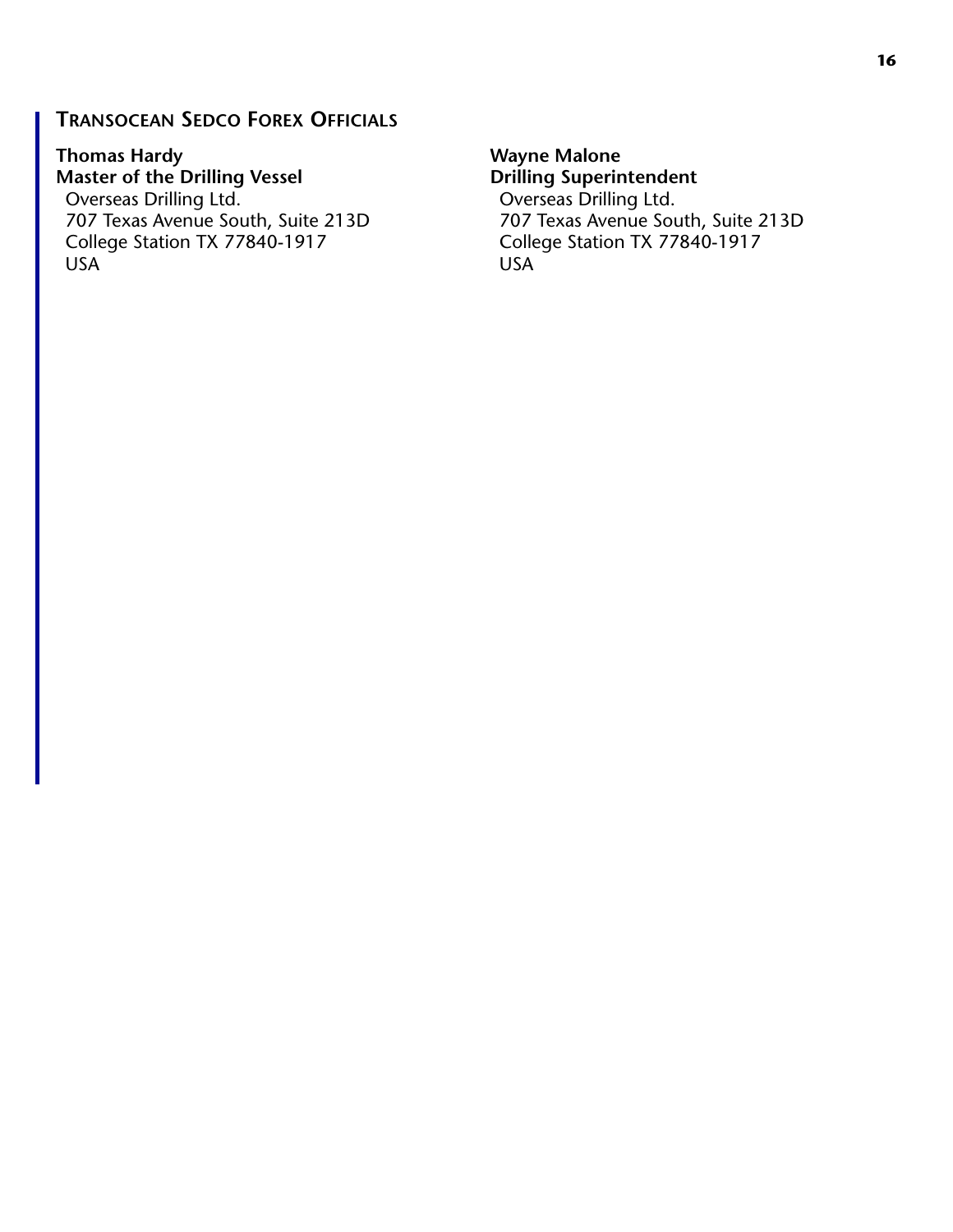## Transocean Sedco Forex Officials

**Thomas Hardy**
**Master of the Drilling Vessel**
Overseas Drilling Ltd.
707 Texas Avenue South, Suite 213D
College Station TX 77840-1917
USA

**Wayne Malone**
**Drilling Superintendent**
Overseas Drilling Ltd.
707 Texas Avenue South, Suite 213D
College Station TX 77840-1917
USA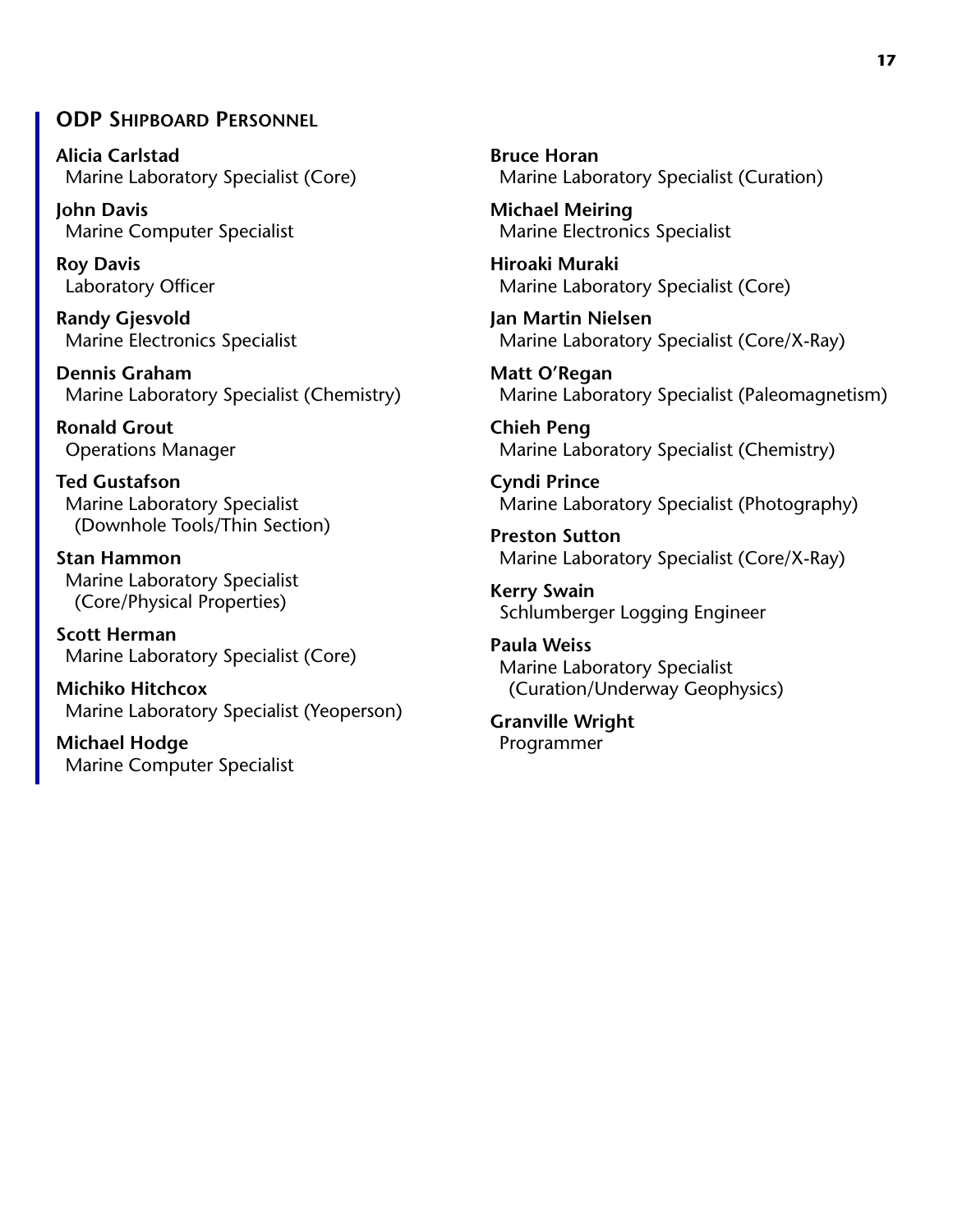## ODP Shipboard Personnel

**Alicia Carlstad**
Marine Laboratory Specialist (Core)

**John Davis**
Marine Computer Specialist

**Roy Davis**
Laboratory Officer

**Randy Gjesvold**
Marine Electronics Specialist

**Dennis Graham**
Marine Laboratory Specialist (Chemistry)

**Ronald Grout**
Operations Manager

**Ted Gustafson**
Marine Laboratory Specialist (Downhole Tools/Thin Section)

**Stan Hammon**
Marine Laboratory Specialist (Core/Physical Properties)

**Scott Herman**
Marine Laboratory Specialist (Core)

**Michiko Hitchcox**
Marine Laboratory Specialist (Yeoperson)

**Michael Hodge**
Marine Computer Specialist

**Bruce Horan**
Marine Laboratory Specialist (Curation)

**Michael Meiring**
Marine Electronics Specialist

**Hiroaki Muraki**
Marine Laboratory Specialist (Core)

**Jan Martin Nielsen**
Marine Laboratory Specialist (Core/X-Ray)

**Matt O'Regan**
Marine Laboratory Specialist (Paleomagnetism)

**Chieh Peng**
Marine Laboratory Specialist (Chemistry)

**Cyndi Prince**
Marine Laboratory Specialist (Photography)

**Preston Sutton**
Marine Laboratory Specialist (Core/X-Ray)

**Kerry Swain**
Schlumberger Logging Engineer

**Paula Weiss**
Marine Laboratory Specialist (Curation/Underway Geophysics)

**Granville Wright**
Programmer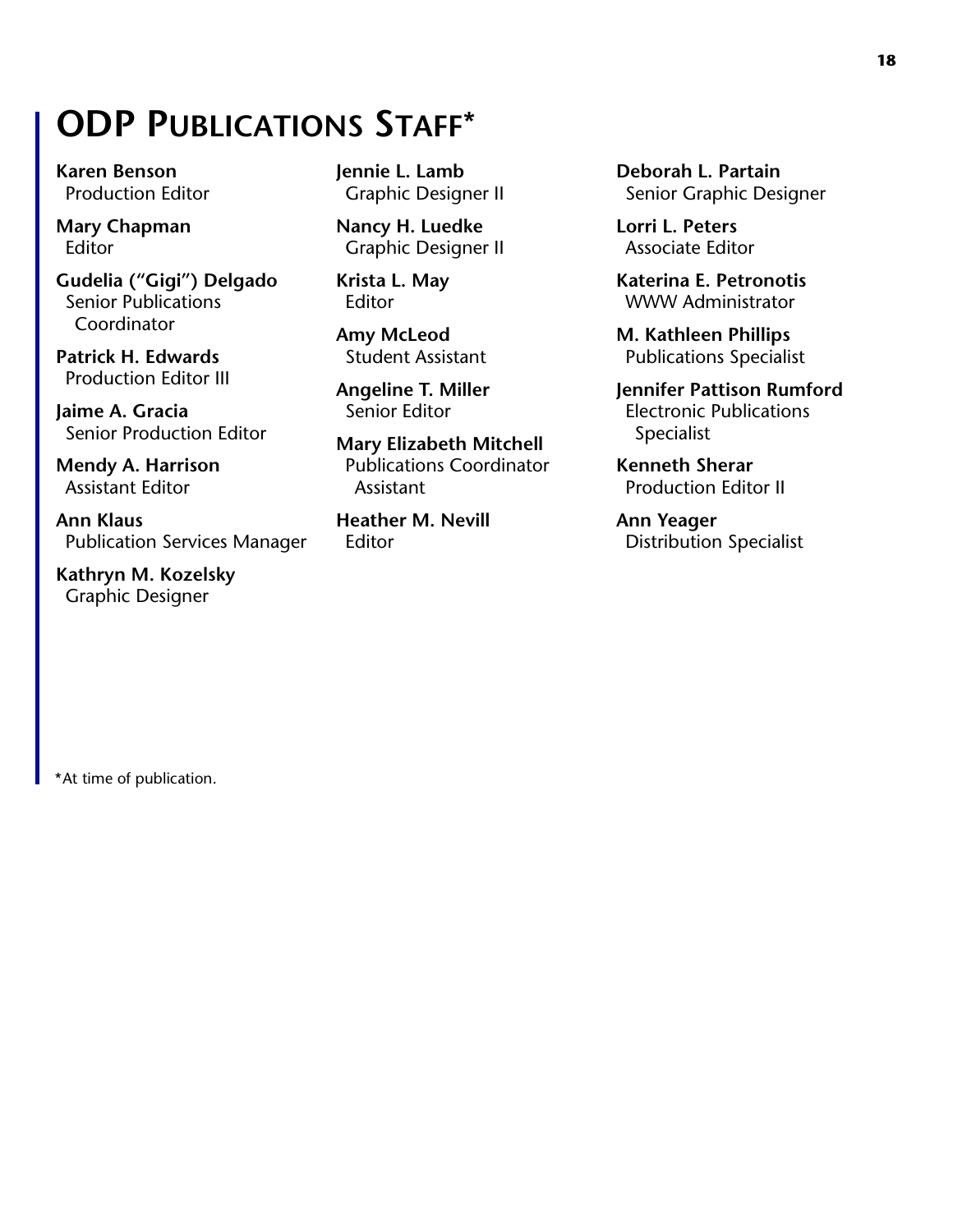# ODP Publications Staff*

**Karen Benson**
Production Editor

**Mary Chapman**
Editor

**Gudelia ("Gigi") Delgado**
Senior Publications Coordinator

**Patrick H. Edwards**
Production Editor III

**Jaime A. Gracia**
Senior Production Editor

**Mendy A. Harrison**
Assistant Editor

**Ann Klaus**
Publication Services Manager

**Kathryn M. Kozelsky**
Graphic Designer

**Jennie L. Lamb**
Graphic Designer II

**Nancy H. Luedke**
Graphic Designer II

**Krista L. May**
Editor

**Amy McLeod**
Student Assistant

**Angeline T. Miller**
Senior Editor

**Mary Elizabeth Mitchell**
Publications Coordinator Assistant

**Heather M. Nevill**
Editor

**Deborah L. Partain**
Senior Graphic Designer

**Lorri L. Peters**
Associate Editor

**Katerina E. Petronotis**
WWW Administrator

**M. Kathleen Phillips**
Publications Specialist

**Jennifer Pattison Rumford**
Electronic Publications Specialist

**Kenneth Sherar**
Production Editor II

**Ann Yeager**
Distribution Specialist

*At time of publication.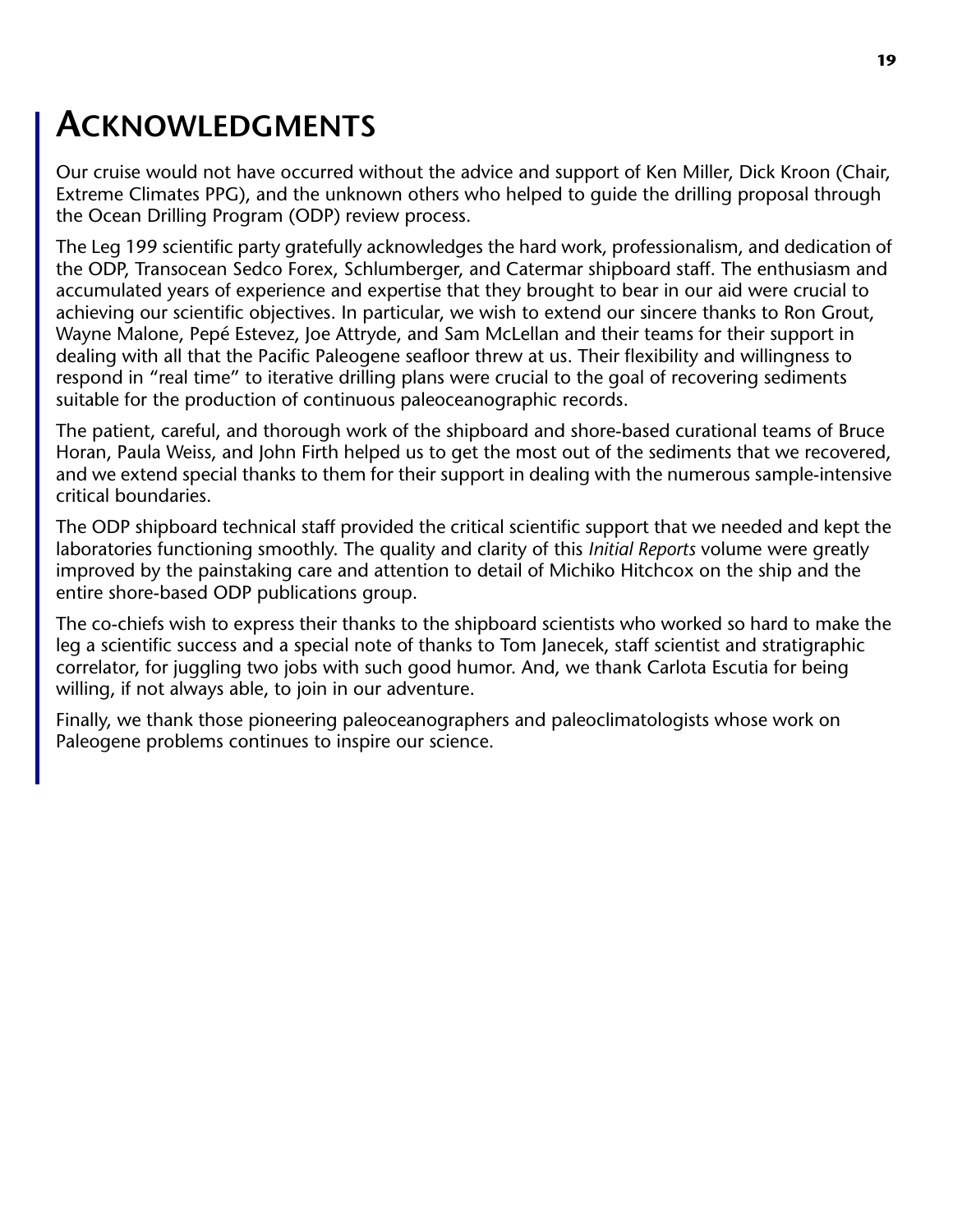# Acknowledgments

Our cruise would not have occurred without the advice and support of Ken Miller, Dick Kroon (Chair, Extreme Climates PPG), and the unknown others who helped to guide the drilling proposal through the Ocean Drilling Program (ODP) review process.

The Leg 199 scientific party gratefully acknowledges the hard work, professionalism, and dedication of the ODP, Transocean Sedco Forex, Schlumberger, and Catermar shipboard staff. The enthusiasm and accumulated years of experience and expertise that they brought to bear in our aid were crucial to achieving our scientific objectives. In particular, we wish to extend our sincere thanks to Ron Grout, Wayne Malone, Pepé Estevez, Joe Attryde, and Sam McLellan and their teams for their support in dealing with all that the Pacific Paleogene seafloor threw at us. Their flexibility and willingness to respond in "real time" to iterative drilling plans were crucial to the goal of recovering sediments suitable for the production of continuous paleoceanographic records.

The patient, careful, and thorough work of the shipboard and shore-based curational teams of Bruce Horan, Paula Weiss, and John Firth helped us to get the most out of the sediments that we recovered, and we extend special thanks to them for their support in dealing with the numerous sample-intensive critical boundaries.

The ODP shipboard technical staff provided the critical scientific support that we needed and kept the laboratories functioning smoothly. The quality and clarity of this *Initial Reports* volume were greatly improved by the painstaking care and attention to detail of Michiko Hitchcox on the ship and the entire shore-based ODP publications group.

The co-chiefs wish to express their thanks to the shipboard scientists who worked so hard to make the leg a scientific success and a special note of thanks to Tom Janecek, staff scientist and stratigraphic correlator, for juggling two jobs with such good humor. And, we thank Carlota Escutia for being willing, if not always able, to join in our adventure.

Finally, we thank those pioneering paleoceanographers and paleoclimatologists whose work on Paleogene problems continues to inspire our science.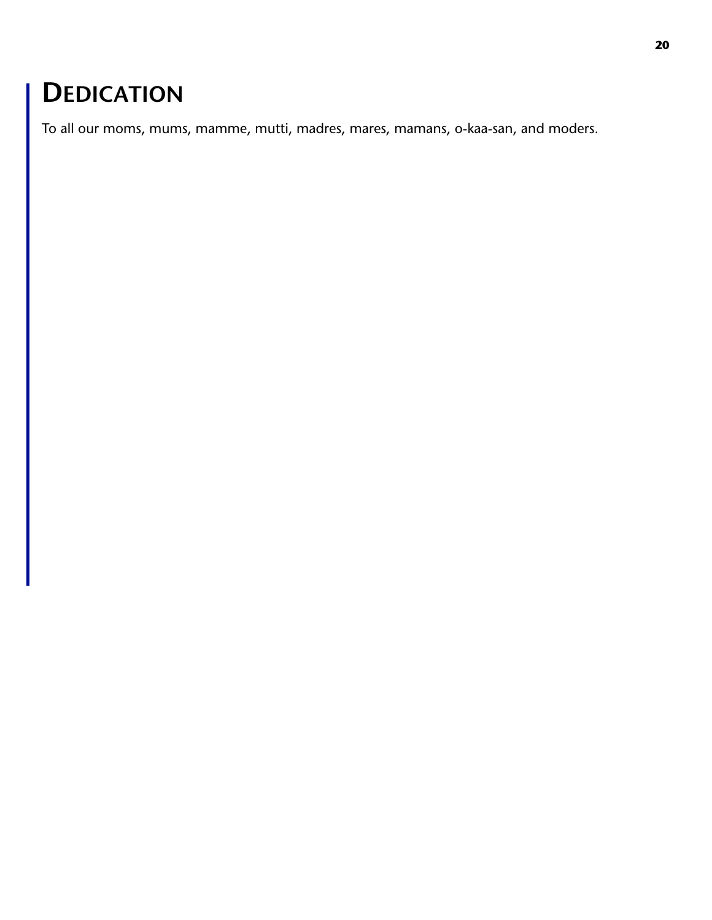# Dedication

To all our moms, mums, mamme, mutti, madres, mares, mamans, o-kaa-san, and moders.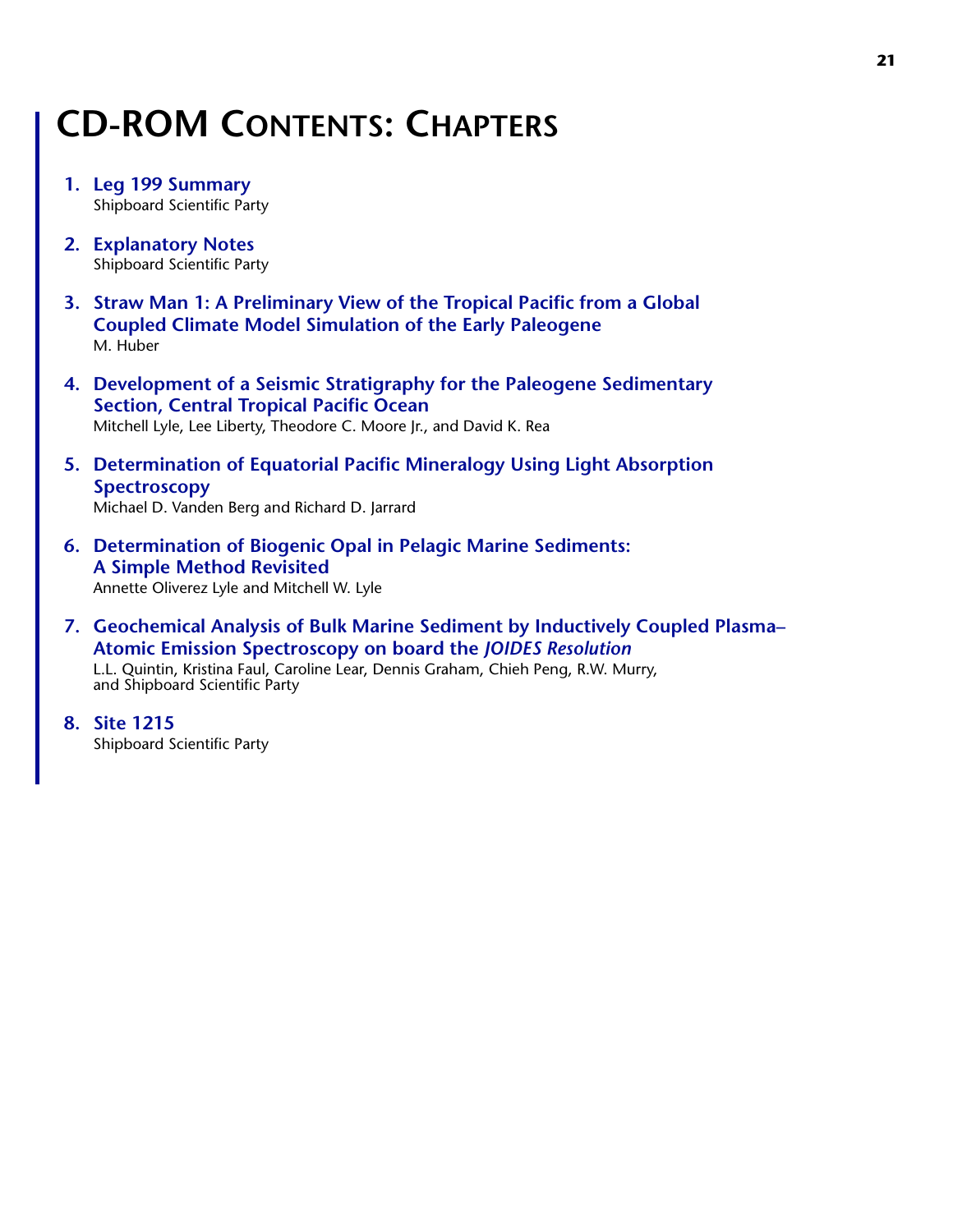# CD-ROM Contents: Chapters

1. **Leg 199 Summary**
   Shipboard Scientific Party

2. **Explanatory Notes**
   Shipboard Scientific Party

3. **Straw Man 1: A Preliminary View of the Tropical Pacific from a Global Coupled Climate Model Simulation of the Early Paleogene**
   M. Huber

4. **Development of a Seismic Stratigraphy for the Paleogene Sedimentary Section, Central Tropical Pacific Ocean**
   Mitchell Lyle, Lee Liberty, Theodore C. Moore Jr., and David K. Rea

5. **Determination of Equatorial Pacific Mineralogy Using Light Absorption Spectroscopy**
   Michael D. Vanden Berg and Richard D. Jarrard

6. **Determination of Biogenic Opal in Pelagic Marine Sediments: A Simple Method Revisited**
   Annette Oliverez Lyle and Mitchell W. Lyle

7. **Geochemical Analysis of Bulk Marine Sediment by Inductively Coupled Plasma–Atomic Emission Spectroscopy on board the *JOIDES Resolution***
   L.L. Quintin, Kristina Faul, Caroline Lear, Dennis Graham, Chieh Peng, R.W. Murry, and Shipboard Scientific Party

8. **Site 1215**
   Shipboard Scientific Party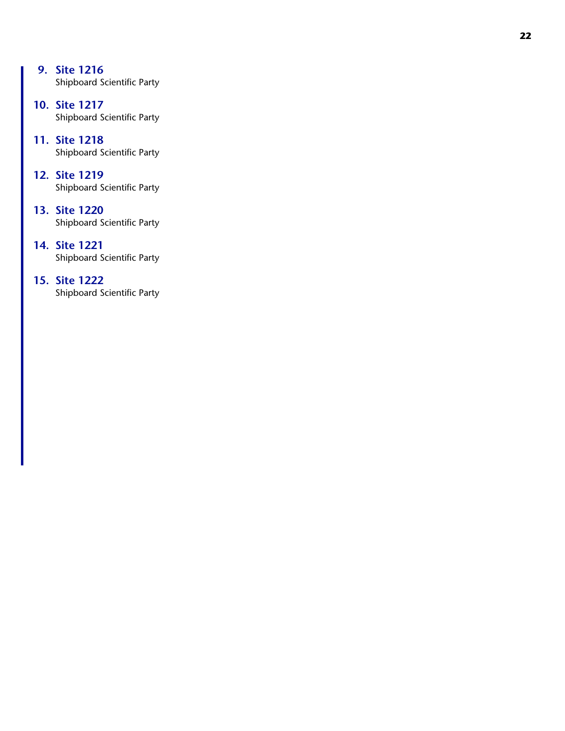9. **Site 1216**
   Shipboard Scientific Party

10. **Site 1217**
    Shipboard Scientific Party

11. **Site 1218**
    Shipboard Scientific Party

12. **Site 1219**
    Shipboard Scientific Party

13. **Site 1220**
    Shipboard Scientific Party

14. **Site 1221**
    Shipboard Scientific Party

15. **Site 1222**
    Shipboard Scientific Party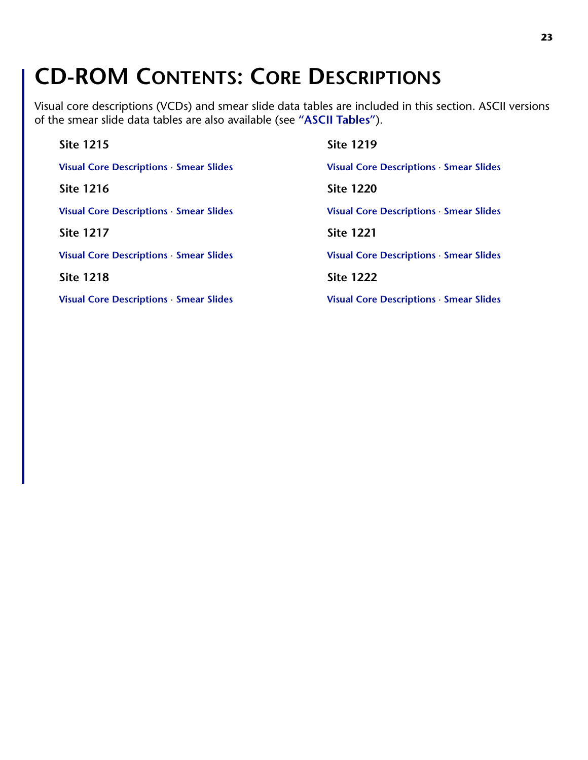# CD-ROM Contents: Core Descriptions

Visual core descriptions (VCDs) and smear slide data tables are included in this section. ASCII versions of the smear slide data tables are also available (see **"ASCII Tables"**).

**Site 1215**

**Visual Core Descriptions** · **Smear Slides**

**Site 1216**

**Visual Core Descriptions** · **Smear Slides**

**Site 1217**

**Visual Core Descriptions** · **Smear Slides**

**Site 1218**

**Visual Core Descriptions** · **Smear Slides**

**Site 1219**

**Visual Core Descriptions** · **Smear Slides**

**Site 1220**

**Visual Core Descriptions** · **Smear Slides**

**Site 1221**

**Visual Core Descriptions** · **Smear Slides**

**Site 1222**

**Visual Core Descriptions** · **Smear Slides**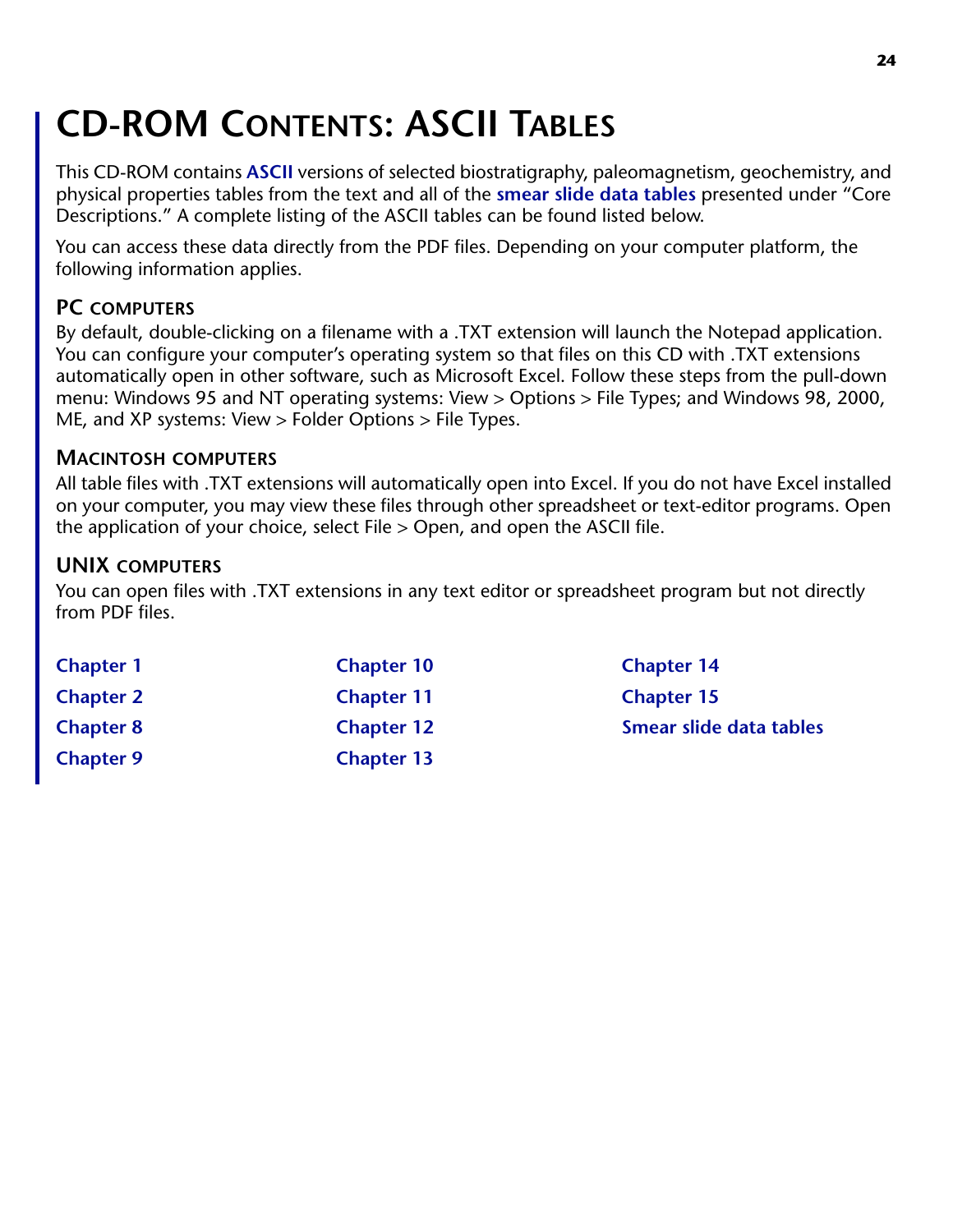# CD-ROM Contents: ASCII Tables

This CD-ROM contains **ASCII** versions of selected biostratigraphy, paleomagnetism, geochemistry, and physical properties tables from the text and all of the **smear slide data tables** presented under "Core Descriptions." A complete listing of the ASCII tables can be found listed below.

You can access these data directly from the PDF files. Depending on your computer platform, the following information applies.

## PC computers

By default, double-clicking on a filename with a .TXT extension will launch the Notepad application. You can configure your computer's operating system so that files on this CD with .TXT extensions automatically open in other software, such as Microsoft Excel. Follow these steps from the pull-down menu: Windows 95 and NT operating systems: View > Options > File Types; and Windows 98, 2000, ME, and XP systems: View > Folder Options > File Types.

## Macintosh computers

All table files with .TXT extensions will automatically open into Excel. If you do not have Excel installed on your computer, you may view these files through other spreadsheet or text-editor programs. Open the application of your choice, select File > Open, and open the ASCII file.

## UNIX computers

You can open files with .TXT extensions in any text editor or spreadsheet program but not directly from PDF files.

**Chapter 1**

**Chapter 2**

**Chapter 8**

**Chapter 9**

**Chapter 10**

**Chapter 11**

**Chapter 12**

**Chapter 13**

**Chapter 14**

**Chapter 15**

**Smear slide data tables**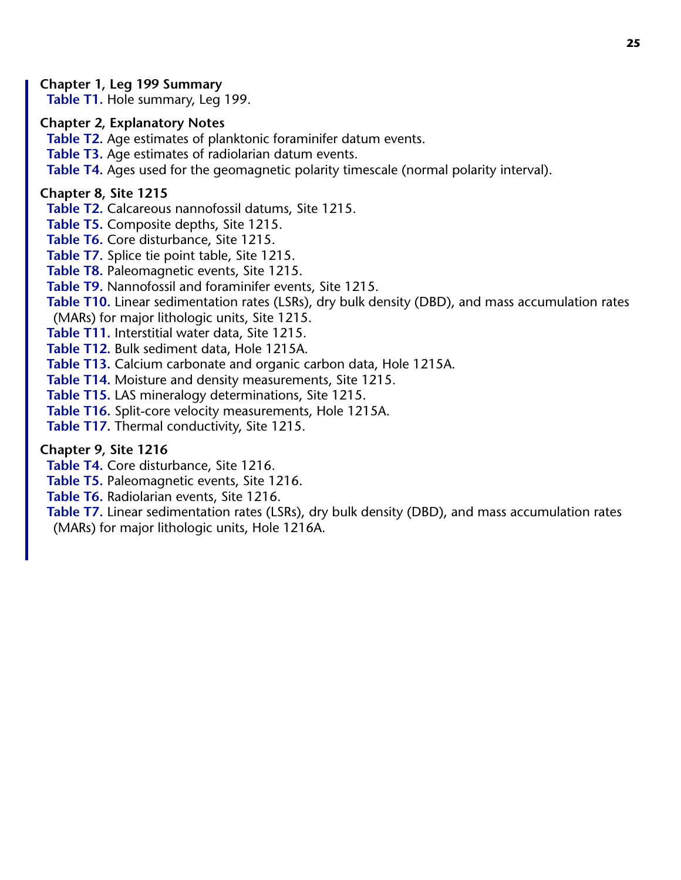**Chapter 1, Leg 199 Summary**

**Table T1.** Hole summary, Leg 199.

**Chapter 2, Explanatory Notes**

**Table T2.** Age estimates of planktonic foraminifer datum events.
**Table T3.** Age estimates of radiolarian datum events.
**Table T4.** Ages used for the geomagnetic polarity timescale (normal polarity interval).

**Chapter 8, Site 1215**

**Table T2.** Calcareous nannofossil datums, Site 1215.
**Table T5.** Composite depths, Site 1215.
**Table T6.** Core disturbance, Site 1215.
**Table T7.** Splice tie point table, Site 1215.
**Table T8.** Paleomagnetic events, Site 1215.
**Table T9.** Nannofossil and foraminifer events, Site 1215.
**Table T10.** Linear sedimentation rates (LSRs), dry bulk density (DBD), and mass accumulation rates (MARs) for major lithologic units, Site 1215.
**Table T11.** Interstitial water data, Site 1215.
**Table T12.** Bulk sediment data, Hole 1215A.
**Table T13.** Calcium carbonate and organic carbon data, Hole 1215A.
**Table T14.** Moisture and density measurements, Site 1215.
**Table T15.** LAS mineralogy determinations, Site 1215.
**Table T16.** Split-core velocity measurements, Hole 1215A.
**Table T17.** Thermal conductivity, Site 1215.

**Chapter 9, Site 1216**

**Table T4.** Core disturbance, Site 1216.
**Table T5.** Paleomagnetic events, Site 1216.
**Table T6.** Radiolarian events, Site 1216.
**Table T7.** Linear sedimentation rates (LSRs), dry bulk density (DBD), and mass accumulation rates (MARs) for major lithologic units, Hole 1216A.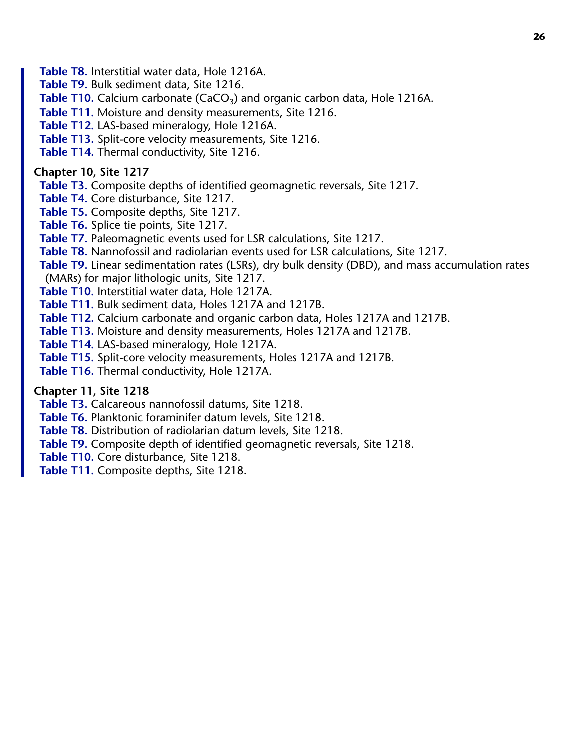**Table T8.** Interstitial water data, Hole 1216A.
**Table T9.** Bulk sediment data, Site 1216.
**Table T10.** Calcium carbonate ($CaCO_3$) and organic carbon data, Hole 1216A.
**Table T11.** Moisture and density measurements, Site 1216.
**Table T12.** LAS-based mineralogy, Hole 1216A.
**Table T13.** Split-core velocity measurements, Site 1216.
**Table T14.** Thermal conductivity, Site 1216.

**Chapter 10, Site 1217**

**Table T3.** Composite depths of identified geomagnetic reversals, Site 1217.
**Table T4.** Core disturbance, Site 1217.
**Table T5.** Composite depths, Site 1217.
**Table T6.** Splice tie points, Site 1217.
**Table T7.** Paleomagnetic events used for LSR calculations, Site 1217.
**Table T8.** Nannofossil and radiolarian events used for LSR calculations, Site 1217.
**Table T9.** Linear sedimentation rates (LSRs), dry bulk density (DBD), and mass accumulation rates (MARs) for major lithologic units, Site 1217.
**Table T10.** Interstitial water data, Hole 1217A.
**Table T11.** Bulk sediment data, Holes 1217A and 1217B.
**Table T12.** Calcium carbonate and organic carbon data, Holes 1217A and 1217B.
**Table T13.** Moisture and density measurements, Holes 1217A and 1217B.
**Table T14.** LAS-based mineralogy, Hole 1217A.
**Table T15.** Split-core velocity measurements, Holes 1217A and 1217B.
**Table T16.** Thermal conductivity, Hole 1217A.

**Chapter 11, Site 1218**

**Table T3.** Calcareous nannofossil datums, Site 1218.
**Table T6.** Planktonic foraminifer datum levels, Site 1218.
**Table T8.** Distribution of radiolarian datum levels, Site 1218.
**Table T9.** Composite depth of identified geomagnetic reversals, Site 1218.
**Table T10.** Core disturbance, Site 1218.
**Table T11.** Composite depths, Site 1218.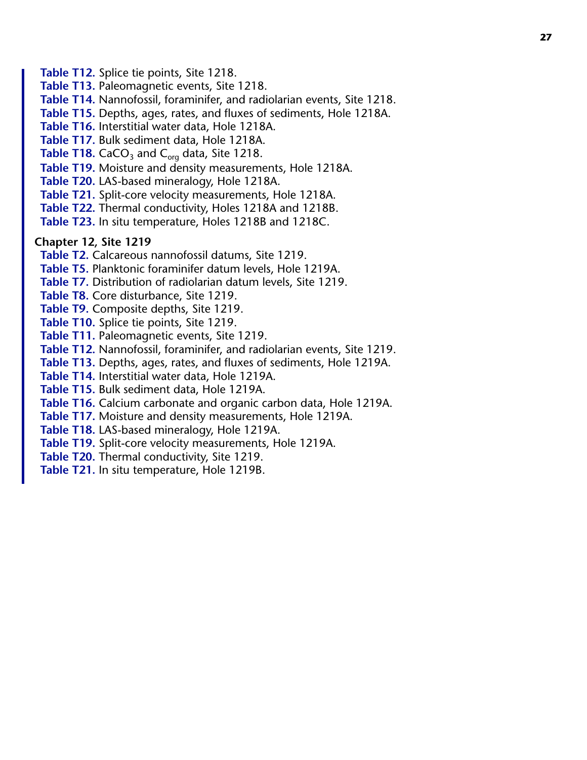**Table T12.** Splice tie points, Site 1218.

**Table T13.** Paleomagnetic events, Site 1218.

**Table T14.** Nannofossil, foraminifer, and radiolarian events, Site 1218.

**Table T15.** Depths, ages, rates, and fluxes of sediments, Hole 1218A.

**Table T16.** Interstitial water data, Hole 1218A.

**Table T17.** Bulk sediment data, Hole 1218A.

**Table T18.** $CaCO_3$ and $C_{org}$ data, Site 1218.

**Table T19.** Moisture and density measurements, Hole 1218A.

**Table T20.** LAS-based mineralogy, Hole 1218A.

**Table T21.** Split-core velocity measurements, Hole 1218A.

**Table T22.** Thermal conductivity, Holes 1218A and 1218B.

**Table T23.** In situ temperature, Holes 1218B and 1218C.

## Chapter 12, Site 1219

**Table T2.** Calcareous nannofossil datums, Site 1219.

**Table T5.** Planktonic foraminifer datum levels, Hole 1219A.

**Table T7.** Distribution of radiolarian datum levels, Site 1219.

**Table T8.** Core disturbance, Site 1219.

**Table T9.** Composite depths, Site 1219.

**Table T10.** Splice tie points, Site 1219.

**Table T11.** Paleomagnetic events, Site 1219.

**Table T12.** Nannofossil, foraminifer, and radiolarian events, Site 1219.

**Table T13.** Depths, ages, rates, and fluxes of sediments, Hole 1219A.

**Table T14.** Interstitial water data, Hole 1219A.

**Table T15.** Bulk sediment data, Hole 1219A.

**Table T16.** Calcium carbonate and organic carbon data, Hole 1219A.

**Table T17.** Moisture and density measurements, Hole 1219A.

**Table T18.** LAS-based mineralogy, Hole 1219A.

**Table T19.** Split-core velocity measurements, Hole 1219A.

**Table T20.** Thermal conductivity, Site 1219.

**Table T21.** In situ temperature, Hole 1219B.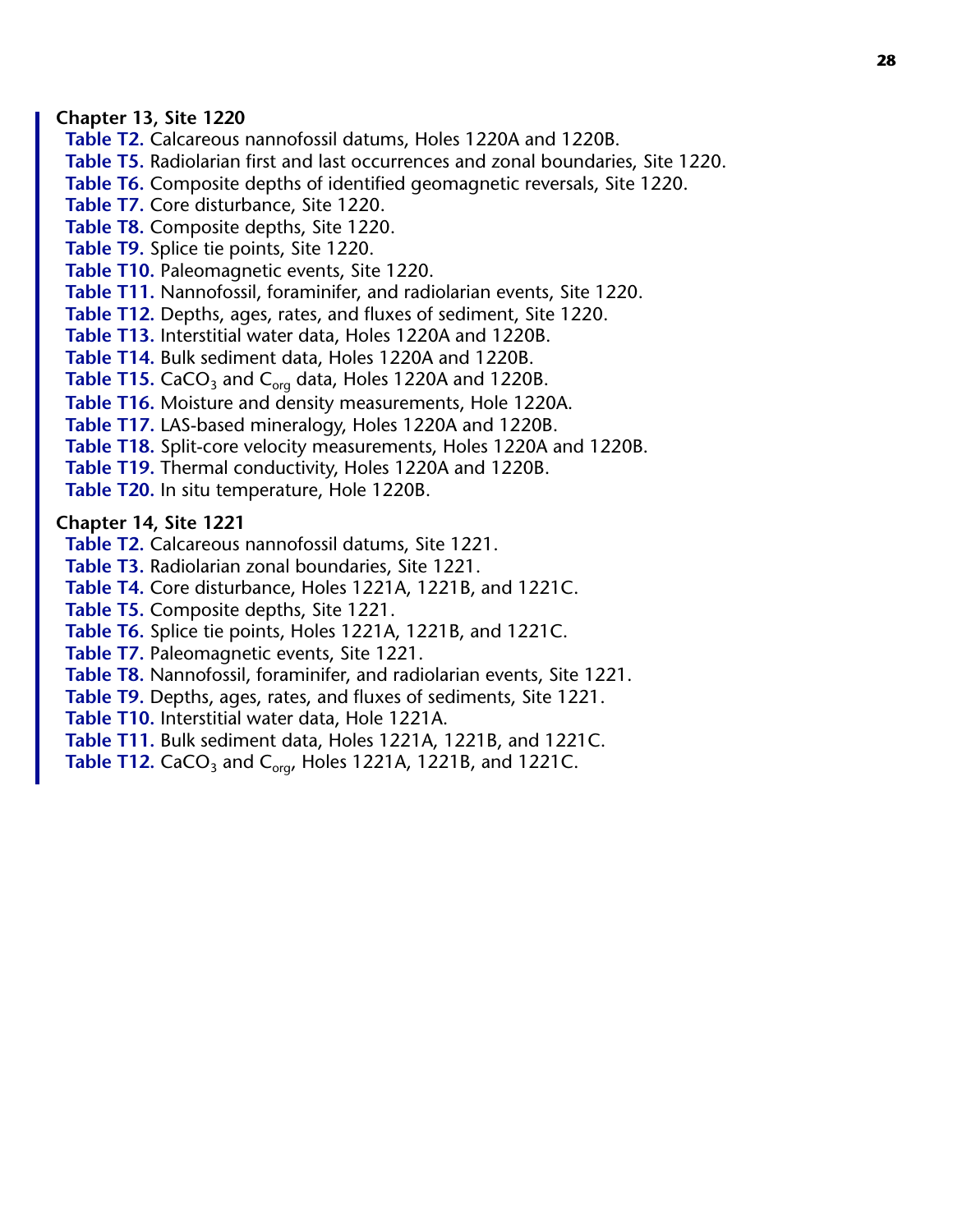**Chapter 13, Site 1220**

**Table T2.** Calcareous nannofossil datums, Holes 1220A and 1220B.
**Table T5.** Radiolarian first and last occurrences and zonal boundaries, Site 1220.
**Table T6.** Composite depths of identified geomagnetic reversals, Site 1220.
**Table T7.** Core disturbance, Site 1220.
**Table T8.** Composite depths, Site 1220.
**Table T9.** Splice tie points, Site 1220.
**Table T10.** Paleomagnetic events, Site 1220.
**Table T11.** Nannofossil, foraminifer, and radiolarian events, Site 1220.
**Table T12.** Depths, ages, rates, and fluxes of sediment, Site 1220.
**Table T13.** Interstitial water data, Holes 1220A and 1220B.
**Table T14.** Bulk sediment data, Holes 1220A and 1220B.
**Table T15.** $CaCO_3$ and $C_{org}$ data, Holes 1220A and 1220B.
**Table T16.** Moisture and density measurements, Hole 1220A.
**Table T17.** LAS-based mineralogy, Holes 1220A and 1220B.
**Table T18.** Split-core velocity measurements, Holes 1220A and 1220B.
**Table T19.** Thermal conductivity, Holes 1220A and 1220B.
**Table T20.** In situ temperature, Hole 1220B.

**Chapter 14, Site 1221**

**Table T2.** Calcareous nannofossil datums, Site 1221.
**Table T3.** Radiolarian zonal boundaries, Site 1221.
**Table T4.** Core disturbance, Holes 1221A, 1221B, and 1221C.
**Table T5.** Composite depths, Site 1221.
**Table T6.** Splice tie points, Holes 1221A, 1221B, and 1221C.
**Table T7.** Paleomagnetic events, Site 1221.
**Table T8.** Nannofossil, foraminifer, and radiolarian events, Site 1221.
**Table T9.** Depths, ages, rates, and fluxes of sediments, Site 1221.
**Table T10.** Interstitial water data, Hole 1221A.
**Table T11.** Bulk sediment data, Holes 1221A, 1221B, and 1221C.
**Table T12.** $CaCO_3$ and $C_{org}$, Holes 1221A, 1221B, and 1221C.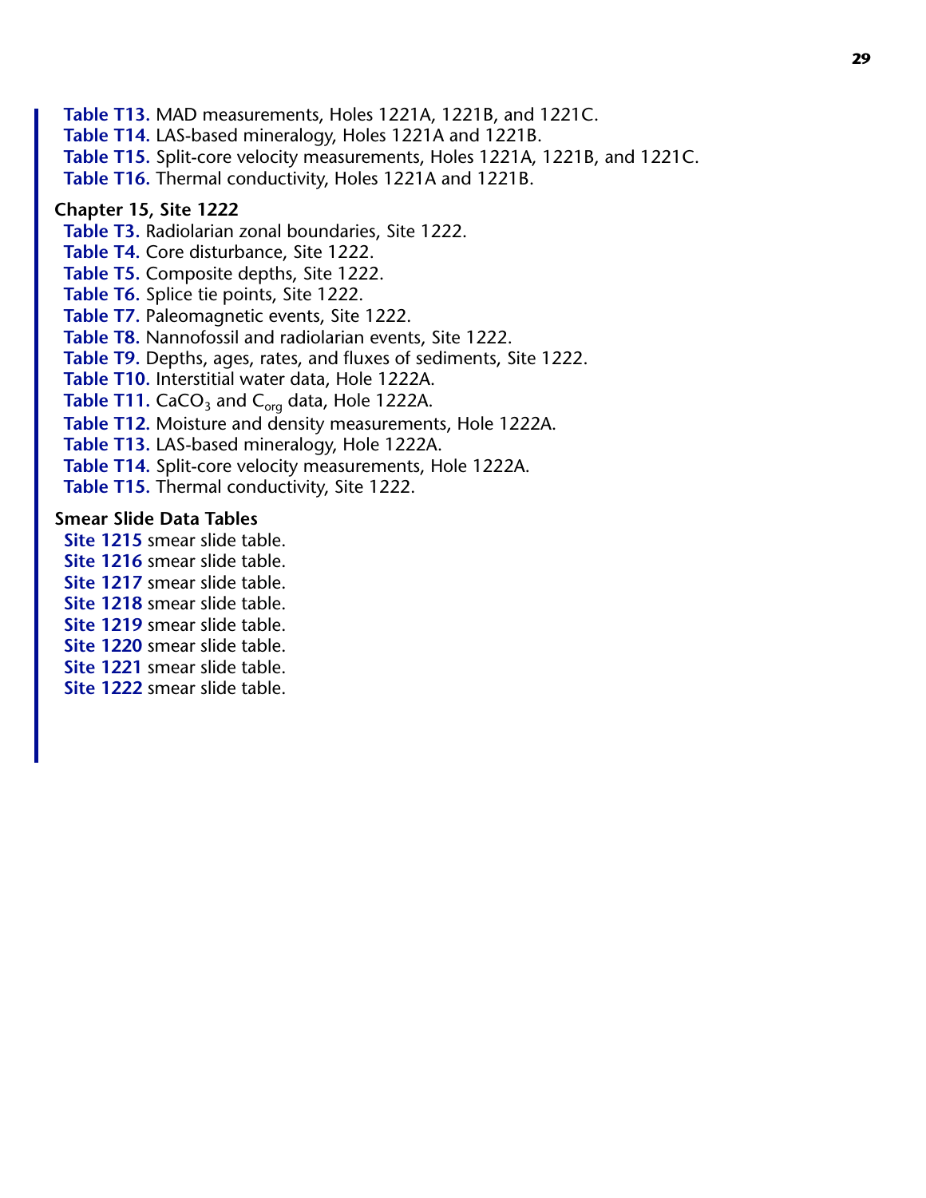**Table T13.** MAD measurements, Holes 1221A, 1221B, and 1221C.
**Table T14.** LAS-based mineralogy, Holes 1221A and 1221B.
**Table T15.** Split-core velocity measurements, Holes 1221A, 1221B, and 1221C.
**Table T16.** Thermal conductivity, Holes 1221A and 1221B.

**Chapter 15, Site 1222**

**Table T3.** Radiolarian zonal boundaries, Site 1222.
**Table T4.** Core disturbance, Site 1222.
**Table T5.** Composite depths, Site 1222.
**Table T6.** Splice tie points, Site 1222.
**Table T7.** Paleomagnetic events, Site 1222.
**Table T8.** Nannofossil and radiolarian events, Site 1222.
**Table T9.** Depths, ages, rates, and fluxes of sediments, Site 1222.
**Table T10.** Interstitial water data, Hole 1222A.
**Table T11.** $CaCO_3$ and $C_{org}$ data, Hole 1222A.
**Table T12.** Moisture and density measurements, Hole 1222A.
**Table T13.** LAS-based mineralogy, Hole 1222A.
**Table T14.** Split-core velocity measurements, Hole 1222A.
**Table T15.** Thermal conductivity, Site 1222.

**Smear Slide Data Tables**

**Site 1215** smear slide table.
**Site 1216** smear slide table.
**Site 1217** smear slide table.
**Site 1218** smear slide table.
**Site 1219** smear slide table.
**Site 1220** smear slide table.
**Site 1221** smear slide table.
**Site 1222** smear slide table.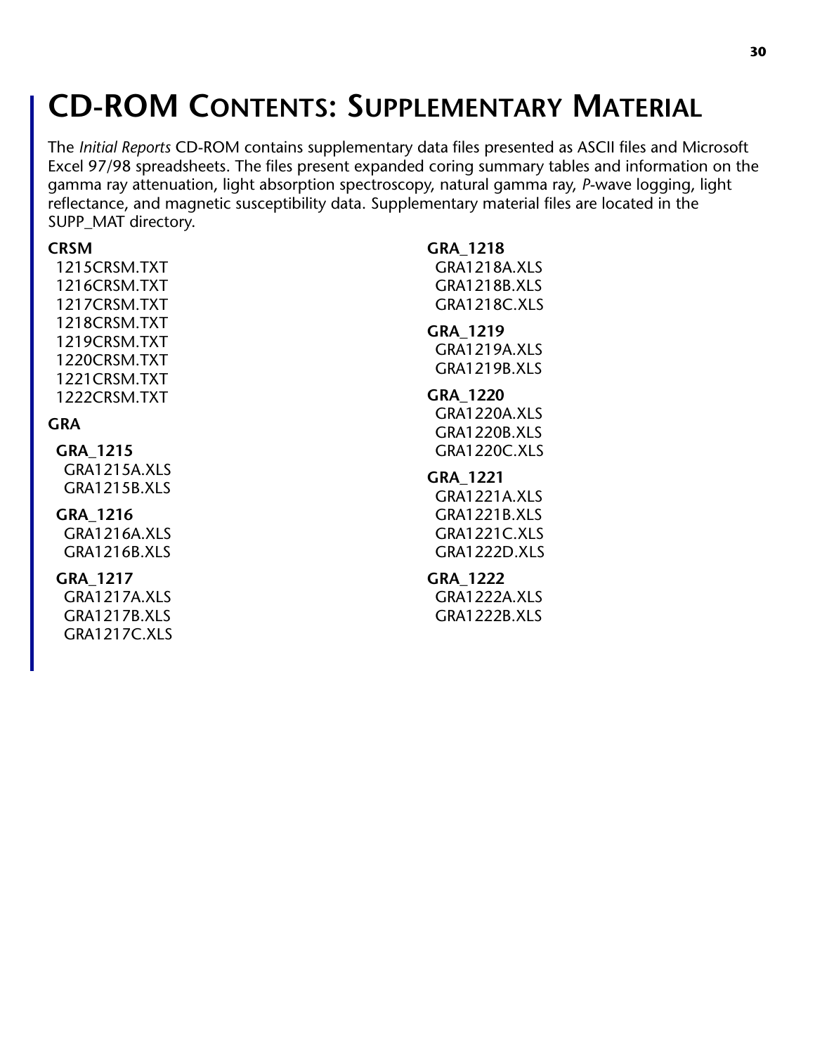# CD-ROM Contents: Supplementary Material

The *Initial Reports* CD-ROM contains supplementary data files presented as ASCII files and Microsoft Excel 97/98 spreadsheets. The files present expanded coring summary tables and information on the gamma ray attenuation, light absorption spectroscopy, natural gamma ray, *P*-wave logging, light reflectance, and magnetic susceptibility data. Supplementary material files are located in the SUPP_MAT directory.

**CRSM**

- 1215CRSM.TXT
- 1216CRSM.TXT
- 1217CRSM.TXT
- 1218CRSM.TXT
- 1219CRSM.TXT
- 1220CRSM.TXT
- 1221CRSM.TXT
- 1222CRSM.TXT

**GRA**

**GRA_1215**

- GRA1215A.XLS
- GRA1215B.XLS

**GRA_1216**

- GRA1216A.XLS
- GRA1216B.XLS

**GRA_1217**

- GRA1217A.XLS
- GRA1217B.XLS
- GRA1217C.XLS

**GRA_1218**

- GRA1218A.XLS
- GRA1218B.XLS
- GRA1218C.XLS

**GRA_1219**

- GRA1219A.XLS
- GRA1219B.XLS

**GRA_1220**

- GRA1220A.XLS
- GRA1220B.XLS
- GRA1220C.XLS

**GRA_1221**

- GRA1221A.XLS
- GRA1221B.XLS
- GRA1221C.XLS
- GRA1222D.XLS

**GRA_1222**

- GRA1222A.XLS
- GRA1222B.XLS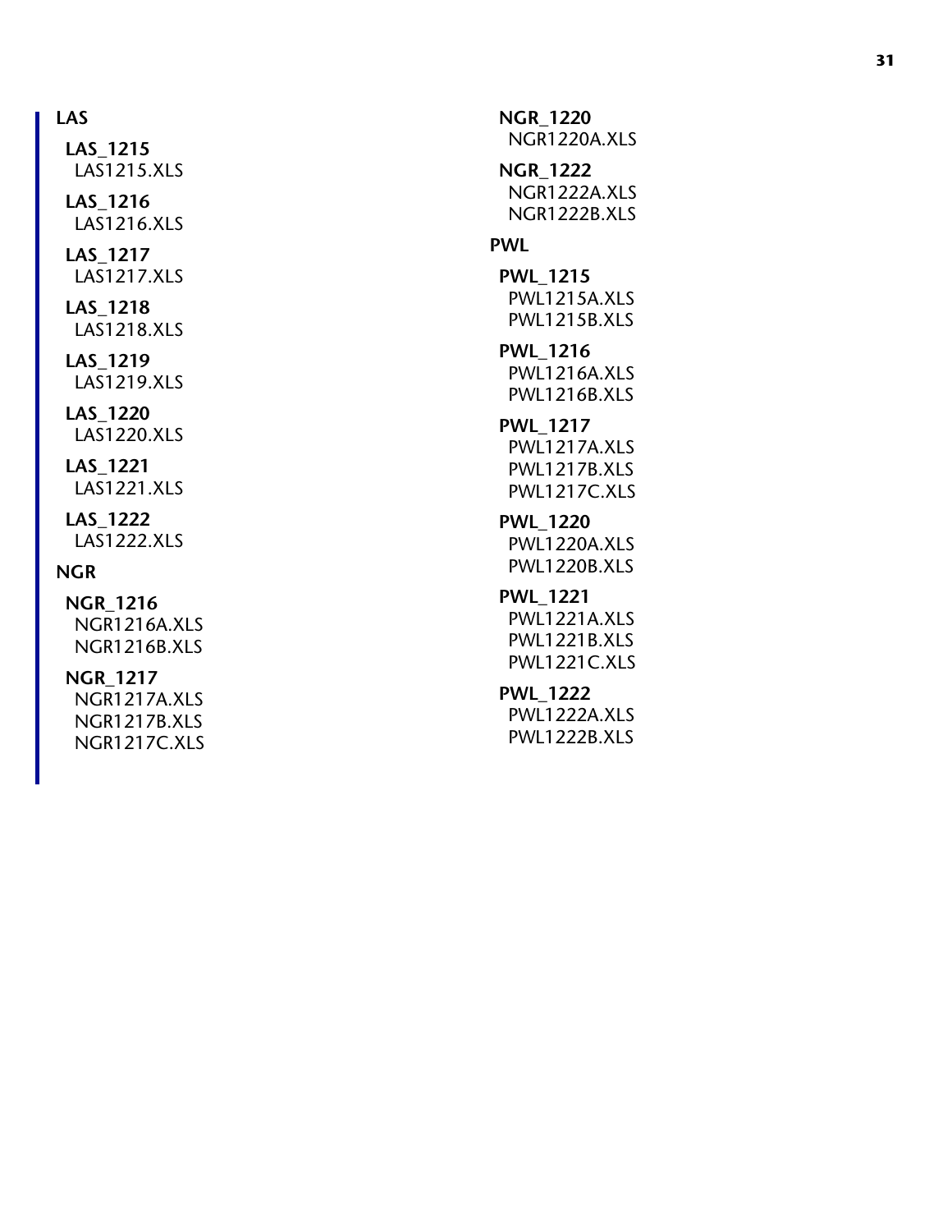**LAS**

**LAS_1215**
LAS1215.XLS

**LAS_1216**
LAS1216.XLS

**LAS_1217**
LAS1217.XLS

**LAS_1218**
LAS1218.XLS

**LAS_1219**
LAS1219.XLS

**LAS_1220**
LAS1220.XLS

**LAS_1221**
LAS1221.XLS

**LAS_1222**
LAS1222.XLS

**NGR**

**NGR_1216**
NGR1216A.XLS
NGR1216B.XLS

**NGR_1217**
NGR1217A.XLS
NGR1217B.XLS
NGR1217C.XLS

**NGR_1220**
NGR1220A.XLS

**NGR_1222**
NGR1222A.XLS
NGR1222B.XLS

**PWL**

**PWL_1215**
PWL1215A.XLS
PWL1215B.XLS

**PWL_1216**
PWL1216A.XLS
PWL1216B.XLS

**PWL_1217**
PWL1217A.XLS
PWL1217B.XLS
PWL1217C.XLS

**PWL_1220**
PWL1220A.XLS
PWL1220B.XLS

**PWL_1221**
PWL1221A.XLS
PWL1221B.XLS
PWL1221C.XLS

**PWL_1222**
PWL1222A.XLS
PWL1222B.XLS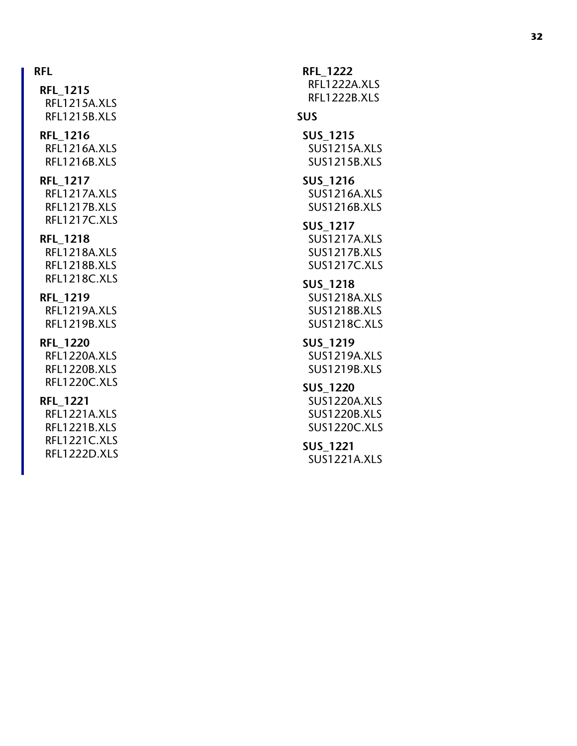## RFL

### RFL_1215

RFL1215A.XLS
RFL1215B.XLS

### RFL_1216

RFL1216A.XLS
RFL1216B.XLS

### RFL_1217

RFL1217A.XLS
RFL1217B.XLS
RFL1217C.XLS

### RFL_1218

RFL1218A.XLS
RFL1218B.XLS
RFL1218C.XLS

### RFL_1219

RFL1219A.XLS
RFL1219B.XLS

### RFL_1220

RFL1220A.XLS
RFL1220B.XLS
RFL1220C.XLS

### RFL_1221

RFL1221A.XLS
RFL1221B.XLS
RFL1221C.XLS
RFL1222D.XLS

### RFL_1222

RFL1222A.XLS
RFL1222B.XLS

## SUS

### SUS_1215

SUS1215A.XLS
SUS1215B.XLS

### SUS_1216

SUS1216A.XLS
SUS1216B.XLS

### SUS_1217

SUS1217A.XLS
SUS1217B.XLS
SUS1217C.XLS

### SUS_1218

SUS1218A.XLS
SUS1218B.XLS
SUS1218C.XLS

### SUS_1219

SUS1219A.XLS
SUS1219B.XLS

### SUS_1220

SUS1220A.XLS
SUS1220B.XLS
SUS1220C.XLS

### SUS_1221

SUS1221A.XLS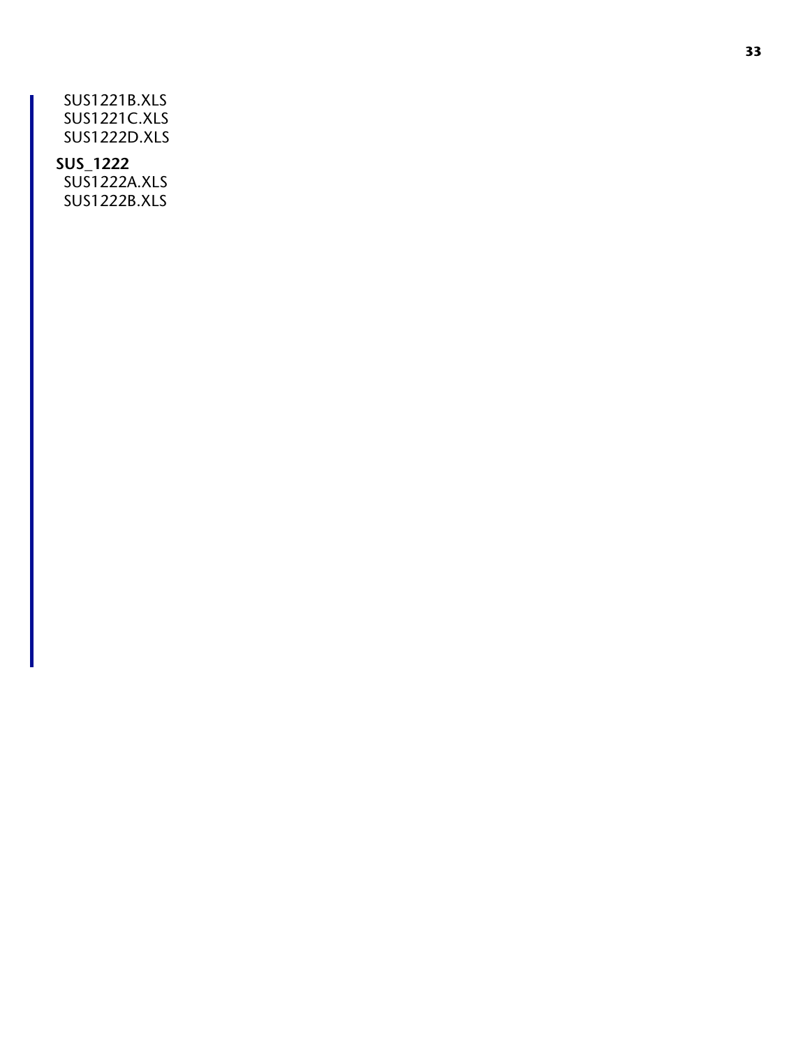SUS1221B.XLS
SUS1221C.XLS
SUS1222D.XLS

**SUS_1222**

SUS1222A.XLS
SUS1222B.XLS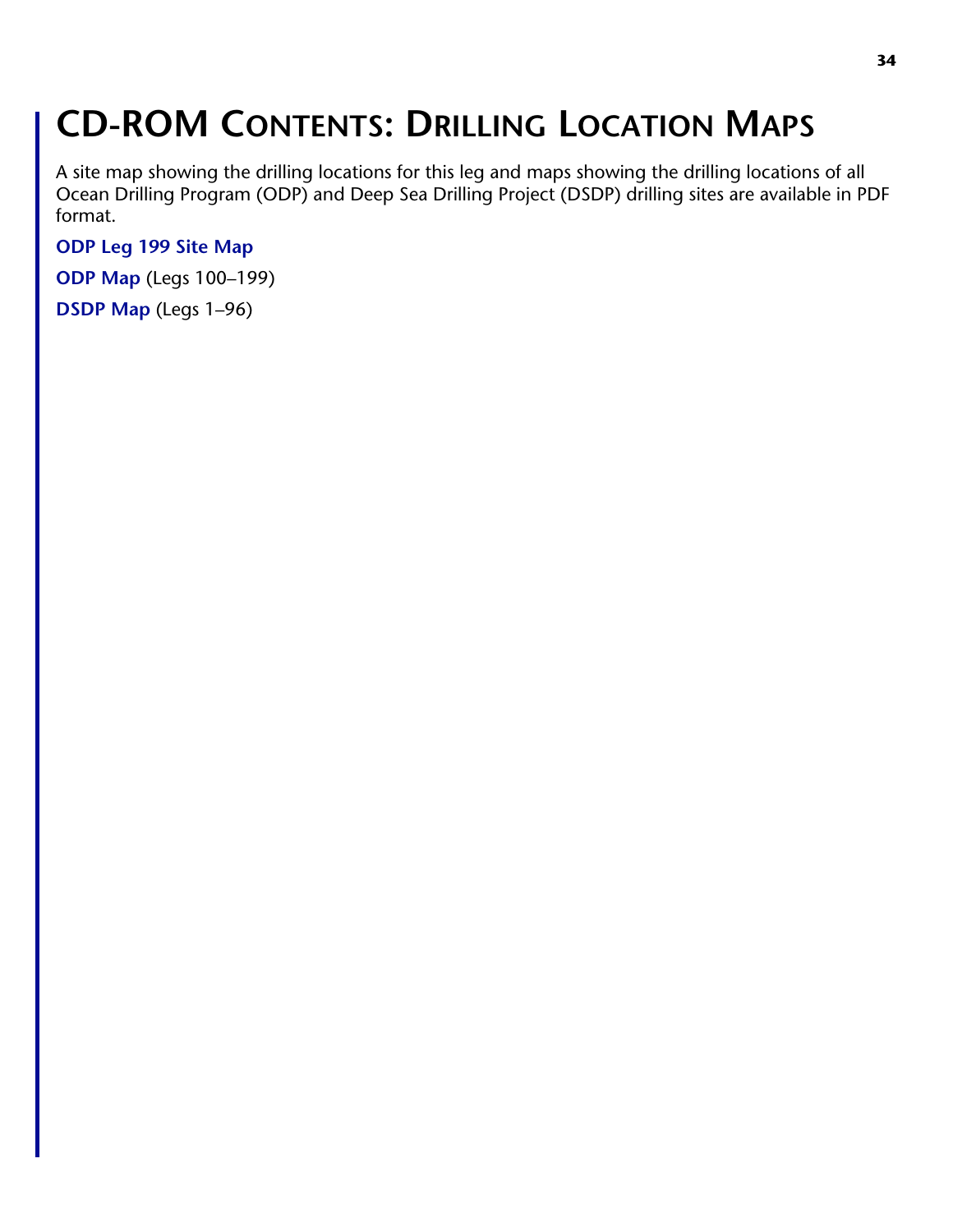# CD-ROM Contents: Drilling Location Maps

A site map showing the drilling locations for this leg and maps showing the drilling locations of all Ocean Drilling Program (ODP) and Deep Sea Drilling Project (DSDP) drilling sites are available in PDF format.

**ODP Leg 199 Site Map**

**ODP Map** (Legs 100–199)

**DSDP Map** (Legs 1–96)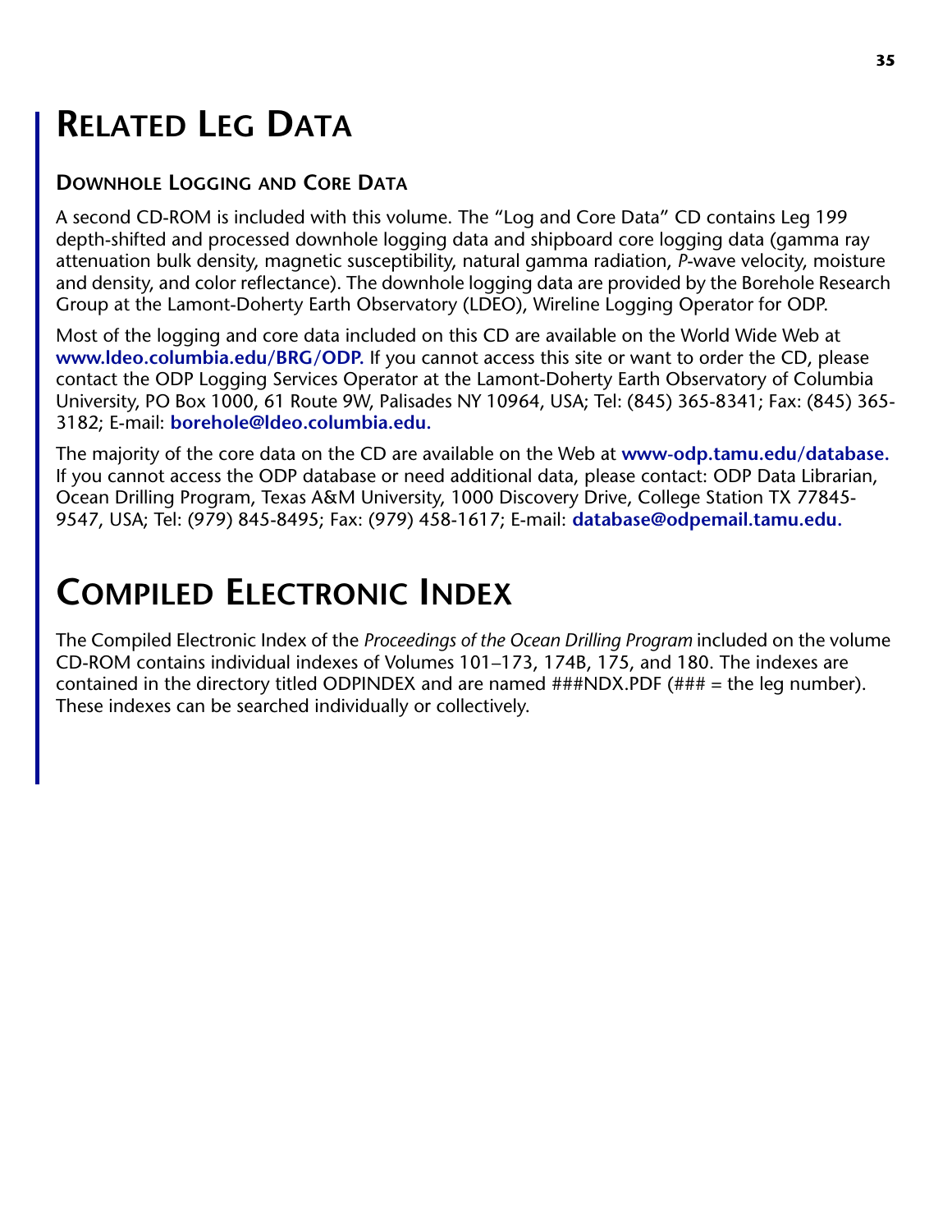# Related Leg Data

## Downhole Logging and Core Data

A second CD-ROM is included with this volume. The "Log and Core Data" CD contains Leg 199 depth-shifted and processed downhole logging data and shipboard core logging data (gamma ray attenuation bulk density, magnetic susceptibility, natural gamma radiation, *P*-wave velocity, moisture and density, and color reflectance). The downhole logging data are provided by the Borehole Research Group at the Lamont-Doherty Earth Observatory (LDEO), Wireline Logging Operator for ODP.

Most of the logging and core data included on this CD are available on the World Wide Web at **www.ldeo.columbia.edu/BRG/ODP.** If you cannot access this site or want to order the CD, please contact the ODP Logging Services Operator at the Lamont-Doherty Earth Observatory of Columbia University, PO Box 1000, 61 Route 9W, Palisades NY 10964, USA; Tel: (845) 365-8341; Fax: (845) 365-3182; E-mail: **borehole@ldeo.columbia.edu.**

The majority of the core data on the CD are available on the Web at **www-odp.tamu.edu/database.** If you cannot access the ODP database or need additional data, please contact: ODP Data Librarian, Ocean Drilling Program, Texas A&M University, 1000 Discovery Drive, College Station TX 77845-9547, USA; Tel: (979) 845-8495; Fax: (979) 458-1617; E-mail: **database@odpemail.tamu.edu.**

# Compiled Electronic Index

The Compiled Electronic Index of the *Proceedings of the Ocean Drilling Program* included on the volume CD-ROM contains individual indexes of Volumes 101–173, 174B, 175, and 180. The indexes are contained in the directory titled ODPINDEX and are named ###NDX.PDF (### = the leg number). These indexes can be searched individually or collectively.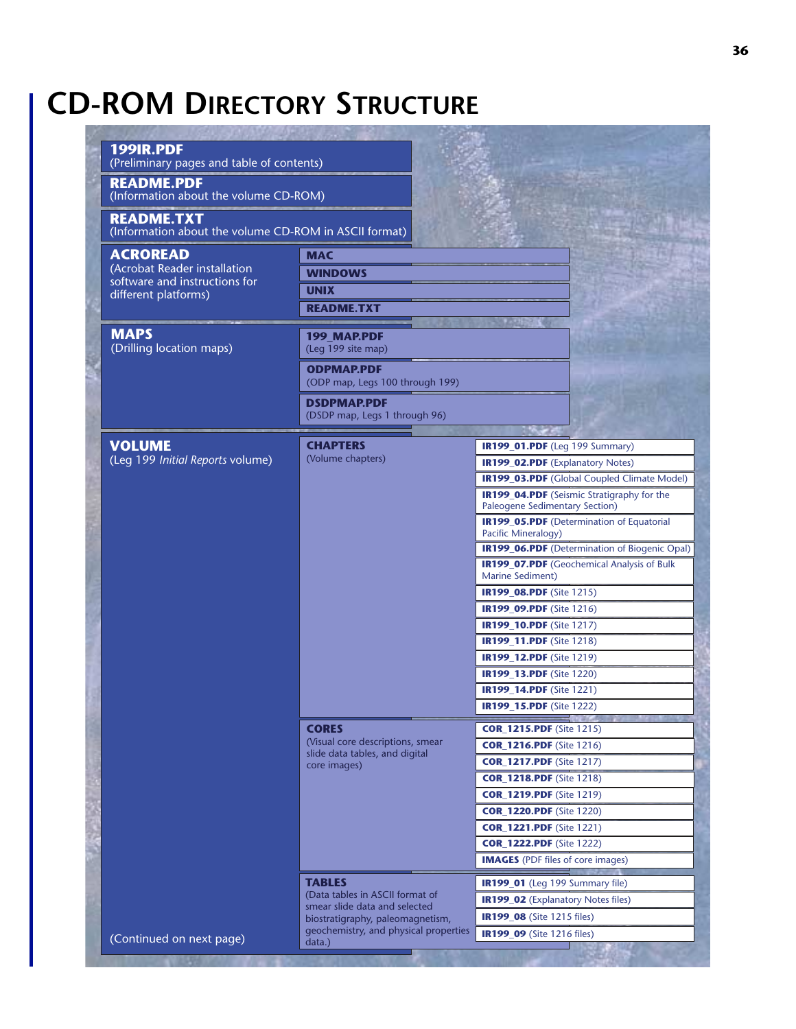# CD-ROM Directory Structure

- **199IR.PDF**
  (Preliminary pages and table of contents)
- **README.PDF**
  (Information about the volume CD-ROM)
- **README.TXT**
  (Information about the volume CD-ROM in ASCII format)
- **ACROREAD**
  (Acrobat Reader installation software and instructions for different platforms)
  - **MAC**
  - **WINDOWS**
  - **UNIX**
  - **README.TXT**
- **MAPS**
  (Drilling location maps)
  - **199_MAP.PDF**
    (Leg 199 site map)
  - **ODPMAP.PDF**
    (ODP map, Legs 100 through 199)
  - **DSDPMAP.PDF**
    (DSDP map, Legs 1 through 96)
- **VOLUME**
  (Leg 199 *Initial Reports* volume)
  - **CHAPTERS**
    (Volume chapters)
    - **IR199_01.PDF** (Leg 199 Summary)
    - **IR199_02.PDF** (Explanatory Notes)
    - **IR199_03.PDF** (Global Coupled Climate Model)
    - **IR199_04.PDF** (Seismic Stratigraphy for the Paleogene Sedimentary Section)
    - **IR199_05.PDF** (Determination of Equatorial Pacific Mineralogy)
    - **IR199_06.PDF** (Determination of Biogenic Opal)
    - **IR199_07.PDF** (Geochemical Analysis of Bulk Marine Sediment)
    - **IR199_08.PDF** (Site 1215)
    - **IR199_09.PDF** (Site 1216)
    - **IR199_10.PDF** (Site 1217)
    - **IR199_11.PDF** (Site 1218)
    - **IR199_12.PDF** (Site 1219)
    - **IR199_13.PDF** (Site 1220)
    - **IR199_14.PDF** (Site 1221)
    - **IR199_15.PDF** (Site 1222)
  - **CORES**
    (Visual core descriptions, smear slide data tables, and digital core images)
    - **COR_1215.PDF** (Site 1215)
    - **COR_1216.PDF** (Site 1216)
    - **COR_1217.PDF** (Site 1217)
    - **COR_1218.PDF** (Site 1218)
    - **COR_1219.PDF** (Site 1219)
    - **COR_1220.PDF** (Site 1220)
    - **COR_1221.PDF** (Site 1221)
    - **COR_1222.PDF** (Site 1222)
    - **IMAGES** (PDF files of core images)
  - **TABLES**
    (Data tables in ASCII format of smear slide data and selected biostratigraphy, paleomagnetism, geochemistry, and physical properties data.)
    - **IR199_01** (Leg 199 Summary file)
    - **IR199_02** (Explanatory Notes files)
    - **IR199_08** (Site 1215 files)
    - **IR199_09** (Site 1216 files)

(Continued on next page)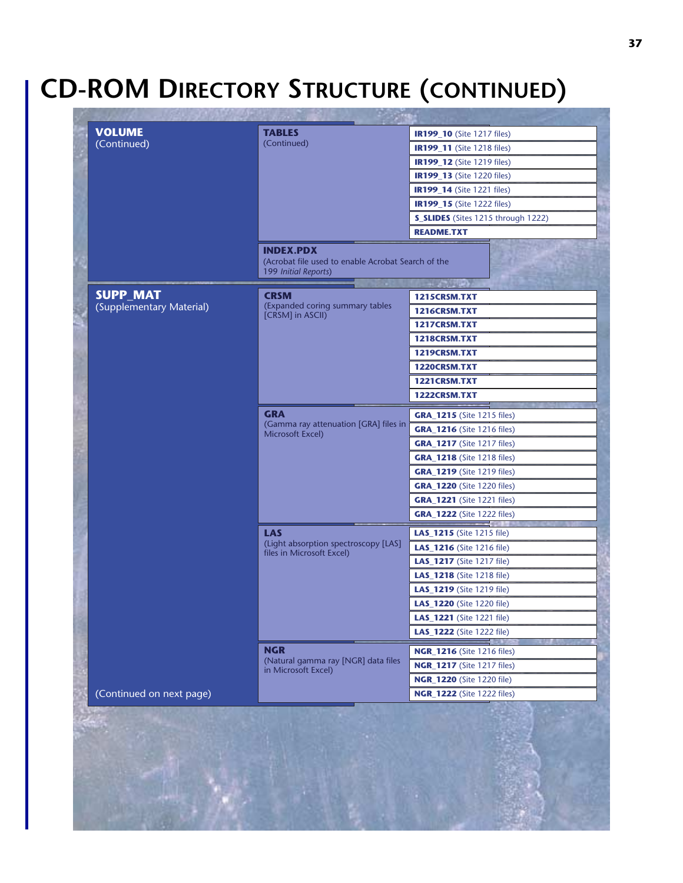# CD-ROM Directory Structure (continued)

| | | |
|---|---|---|
| **VOLUME** (Continued) | **TABLES** (Continued) | **IR199_10** (Site 1217 files) |
| | | **IR199_11** (Site 1218 files) |
| | | **IR199_12** (Site 1219 files) |
| | | **IR199_13** (Site 1220 files) |
| | | **IR199_14** (Site 1221 files) |
| | | **IR199_15** (Site 1222 files) |
| | | **S_SLIDES** (Sites 1215 through 1222) |
| | | **README.TXT** |
| | **INDEX.PDX** (Acrobat file used to enable Acrobat Search of the 199 *Initial Reports*) | |
| **SUPP_MAT** (Supplementary Material) | **CRSM** (Expanded coring summary tables [CRSM] in ASCII) | **1215CRSM.TXT** |
| | | **1216CRSM.TXT** |
| | | **1217CRSM.TXT** |
| | | **1218CRSM.TXT** |
| | | **1219CRSM.TXT** |
| | | **1220CRSM.TXT** |
| | | **1221CRSM.TXT** |
| | | **1222CRSM.TXT** |
| | **GRA** (Gamma ray attenuation [GRA] files in Microsoft Excel) | **GRA_1215** (Site 1215 files) |
| | | **GRA_1216** (Site 1216 files) |
| | | **GRA_1217** (Site 1217 files) |
| | | **GRA_1218** (Site 1218 files) |
| | | **GRA_1219** (Site 1219 files) |
| | | **GRA_1220** (Site 1220 files) |
| | | **GRA_1221** (Site 1221 files) |
| | | **GRA_1222** (Site 1222 files) |
| | **LAS** (Light absorption spectroscopy [LAS] files in Microsoft Excel) | **LAS_1215** (Site 1215 file) |
| | | **LAS_1216** (Site 1216 file) |
| | | **LAS_1217** (Site 1217 file) |
| | | **LAS_1218** (Site 1218 file) |
| | | **LAS_1219** (Site 1219 file) |
| | | **LAS_1220** (Site 1220 file) |
| | | **LAS_1221** (Site 1221 file) |
| | | **LAS_1222** (Site 1222 file) |
| | **NGR** (Natural gamma ray [NGR] data files in Microsoft Excel) | **NGR_1216** (Site 1216 files) |
| | | **NGR_1217** (Site 1217 files) |
| | | **NGR_1220** (Site 1220 file) |
| (Continued on next page) | | **NGR_1222** (Site 1222 files) |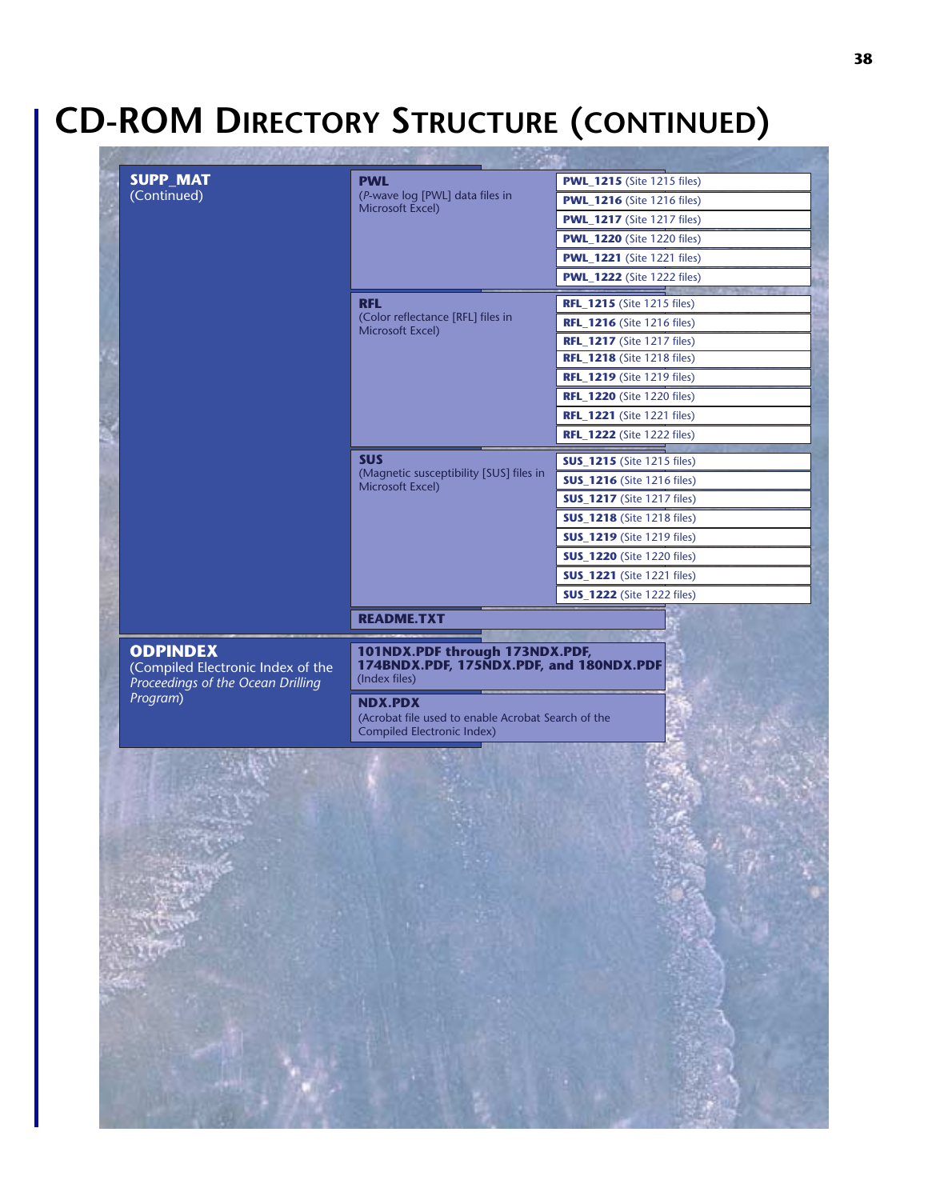# CD-ROM Directory Structure (continued)

| | | |
|---|---|---|
| **SUPP_MAT** (Continued) | **PWL** (*P*-wave log [PWL] data files in Microsoft Excel) | **PWL_1215** (Site 1215 files) |
| | | **PWL_1216** (Site 1216 files) |
| | | **PWL_1217** (Site 1217 files) |
| | | **PWL_1220** (Site 1220 files) |
| | | **PWL_1221** (Site 1221 files) |
| | | **PWL_1222** (Site 1222 files) |
| | **RFL** (Color reflectance [RFL] files in Microsoft Excel) | **RFL_1215** (Site 1215 files) |
| | | **RFL_1216** (Site 1216 files) |
| | | **RFL_1217** (Site 1217 files) |
| | | **RFL_1218** (Site 1218 files) |
| | | **RFL_1219** (Site 1219 files) |
| | | **RFL_1220** (Site 1220 files) |
| | | **RFL_1221** (Site 1221 files) |
| | | **RFL_1222** (Site 1222 files) |
| | **SUS** (Magnetic susceptibility [SUS] files in Microsoft Excel) | **SUS_1215** (Site 1215 files) |
| | | **SUS_1216** (Site 1216 files) |
| | | **SUS_1217** (Site 1217 files) |
| | | **SUS_1218** (Site 1218 files) |
| | | **SUS_1219** (Site 1219 files) |
| | | **SUS_1220** (Site 1220 files) |
| | | **SUS_1221** (Site 1221 files) |
| | | **SUS_1222** (Site 1222 files) |
| | **README.TXT** | |
| **ODPINDEX** (Compiled Electronic Index of the *Proceedings of the Ocean Drilling Program*) | **101NDX.PDF through 173NDX.PDF, 174BNDX.PDF, 175NDX.PDF, and 180NDX.PDF** (Index files) | |
| | **NDX.PDX** (Acrobat file used to enable Acrobat Search of the Compiled Electronic Index) | |